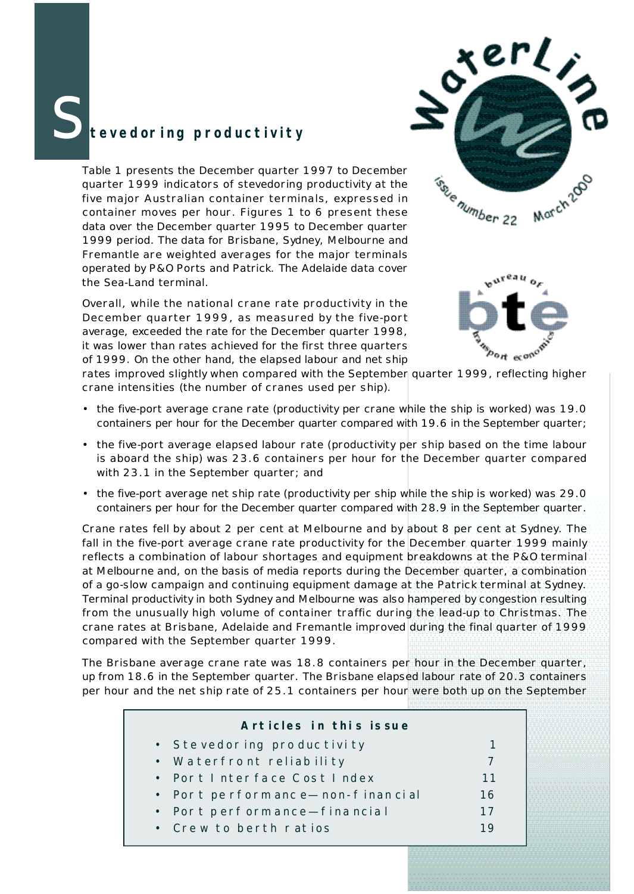# Stevedoring productivity

Table 1 presents the December quarter 1997 to December quarter 1999 indicators of stevedoring productivity at the five major Australian container terminals, expressed in container moves per hour. Figures 1 to 6 present these data over the December quarter 1995 to December quarter 1999 period. The data for Brisbane, Sydney, Melbourne and Fremantle are weighted averages for the major terminals operated by P&O Ports and Patrick. The Adelaide data cover the Sea-Land terminal.

Overall, while the national crane rate productivity in the December quarter 1999, as measured by the five-port average, exceeded the rate for the December quarter 1998, it was lower than rates achieved for the first three quarters of 1999. On the other hand, the elapsed labour and net ship rates improved slightly when compared with the September quarter 1999, reflecting higher crane intensities (the number of cranes used per ship).

- the five-port average crane rate (productivity per crane while the ship is worked) was 19.0 containers per hour for the December quarter compared with 19.6 in the September quarter;
- the five-port average elapsed labour rate (productivity per ship based on the time labour is aboard the ship) was 23.6 containers per hour for the December quarter compared with 23.1 in the September quarter; and
- the five-port average net ship rate (productivity per ship while the ship is worked) was 29.0 containers per hour for the December quarter compared with 28.9 in the September quarter.

Crane rates fell by about 2 per cent at Melbourne and by about 8 per cent at Sydney. The fall in the five-port average crane rate productivity for the December quarter 1999 mainly reflects a combination of labour shortages and equipment breakdowns at the P&O terminal at Melbourne and, on the basis of media reports during the December quarter, a combination of a go-slow campaign and continuing equipment damage at the Patrick terminal at Sydney. Terminal productivity in both Sydney and Melbourne was also hampered by congestion resulting from the unusually high volume of container traffic during the lead-up to Christmas. The crane rates at Brisbane, Adelaide and Fremantle improved during the final quarter of 1999 compared with the September quarter 1999.

The Brisbane average crane rate was 18.8 containers per hour in the December quarter, up from 18.6 in the September quarter. The Brisbane elapsed labour rate of 20.3 containers per hour and the net ship rate of 25.1 containers per hour were both up on the September

**Articles in this issue**

| | |
|---|---|
| • Stevedoring productivity | 1 |
| • Waterfront reliability | 7 |
| • Port Interface Cost Index | 11 |
| • Port performance—non-financial | 16 |
| • Port performance—financial | 17 |
| • Crew to berth ratios | 19 |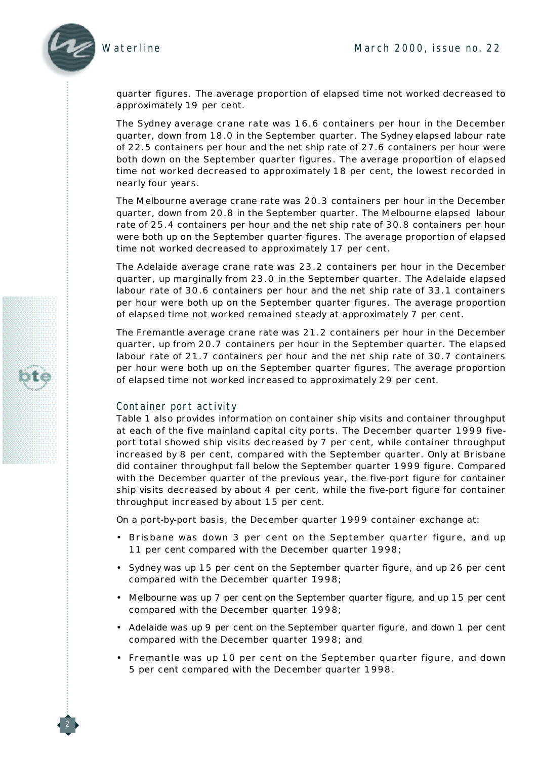quarter figures. The average proportion of elapsed time not worked decreased to approximately 19 per cent.

The Sydney average crane rate was 16.6 containers per hour in the December quarter, down from 18.0 in the September quarter. The Sydney elapsed labour rate of 22.5 containers per hour and the net ship rate of 27.6 containers per hour were both down on the September quarter figures. The average proportion of elapsed time not worked decreased to approximately 18 per cent, the lowest recorded in nearly four years.

The Melbourne average crane rate was 20.3 containers per hour in the December quarter, down from 20.8 in the September quarter. The Melbourne elapsed labour rate of 25.4 containers per hour and the net ship rate of 30.8 containers per hour were both up on the September quarter figures. The average proportion of elapsed time not worked decreased to approximately 17 per cent.

The Adelaide average crane rate was 23.2 containers per hour in the December quarter, up marginally from 23.0 in the September quarter. The Adelaide elapsed labour rate of 30.6 containers per hour and the net ship rate of 33.1 containers per hour were both up on the September quarter figures. The average proportion of elapsed time not worked remained steady at approximately 7 per cent.

The Fremantle average crane rate was 21.2 containers per hour in the December quarter, up from 20.7 containers per hour in the September quarter. The elapsed labour rate of 21.7 containers per hour and the net ship rate of 30.7 containers per hour were both up on the September quarter figures. The average proportion of elapsed time not worked increased to approximately 29 per cent.

## Container port activity

Table 1 also provides information on container ship visits and container throughput at each of the five mainland capital city ports. The December quarter 1999 five-port total showed ship visits decreased by 7 per cent, while container throughput increased by 8 per cent, compared with the September quarter. Only at Brisbane did container throughput fall below the September quarter 1999 figure. Compared with the December quarter of the previous year, the five-port figure for container ship visits decreased by about 4 per cent, while the five-port figure for container throughput increased by about 15 per cent.

On a port-by-port basis, the December quarter 1999 container exchange at:

- Brisbane was down 3 per cent on the September quarter figure, and up 11 per cent compared with the December quarter 1998;
- Sydney was up 15 per cent on the September quarter figure, and up 26 per cent compared with the December quarter 1998;
- Melbourne was up 7 per cent on the September quarter figure, and up 15 per cent compared with the December quarter 1998;
- Adelaide was up 9 per cent on the September quarter figure, and down 1 per cent compared with the December quarter 1998; and
- Fremantle was up 10 per cent on the September quarter figure, and down 5 per cent compared with the December quarter 1998.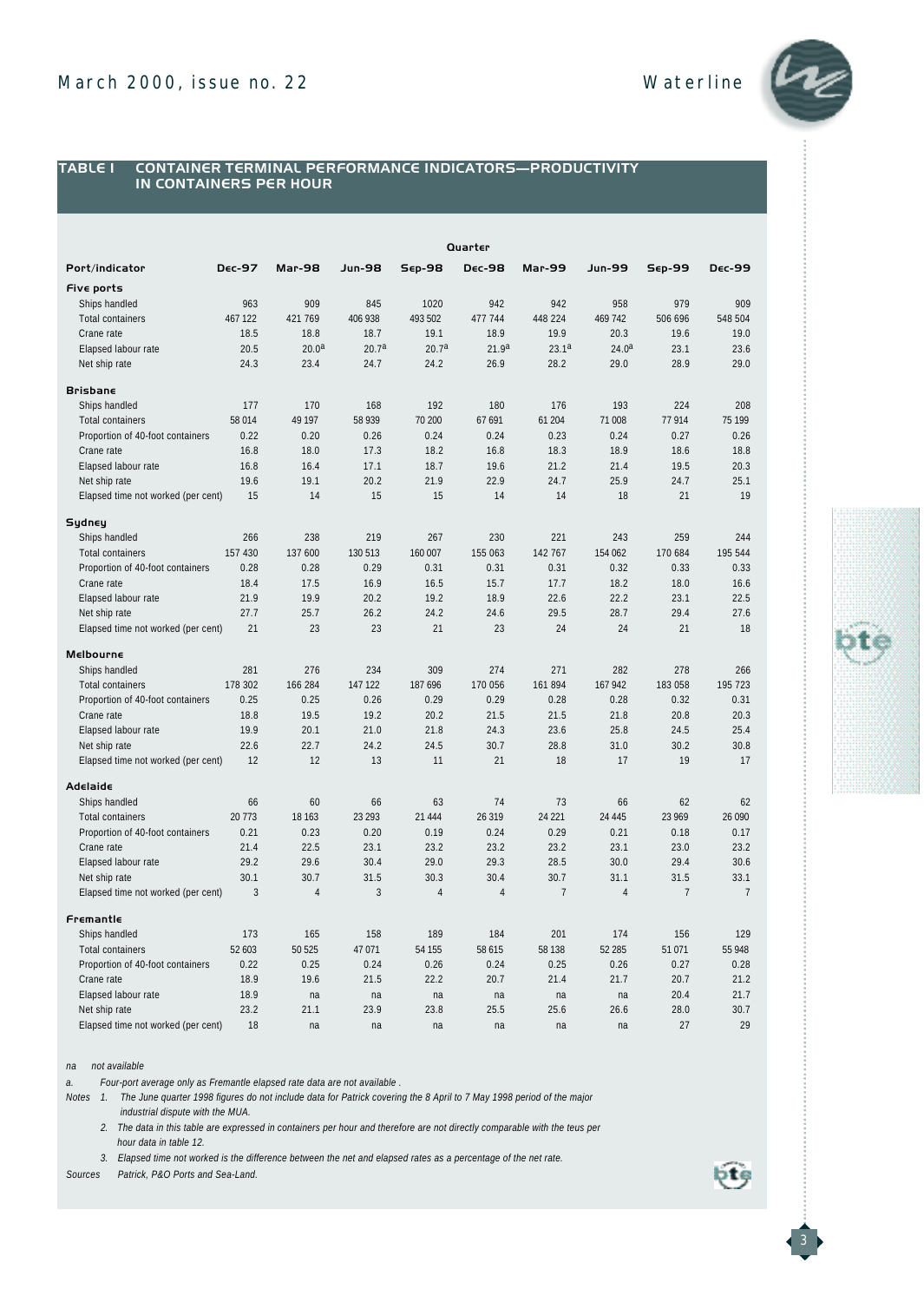## TABLE 1 CONTAINER TERMINAL PERFORMANCE INDICATORS—PRODUCTIVITY IN CONTAINERS PER HOUR

| | Quarter | | | | | | | | |
|---|---|---|---|---|---|---|---|---|---|
| Port/indicator | Dec-97 | Mar-98 | Jun-98 | Sep-98 | Dec-98 | Mar-99 | Jun-99 | Sep-99 | Dec-99 |
| **Five ports** | | | | | | | | | |
| Ships handled | 963 | 909 | 845 | 1020 | 942 | 942 | 958 | 979 | 909 |
| Total containers | 467 122 | 421 769 | 406 938 | 493 502 | 477 744 | 448 224 | 469 742 | 506 696 | 548 504 |
| Crane rate | 18.5 | 18.8 | 18.7 | 19.1 | 18.9 | 19.9 | 20.3 | 19.6 | 19.0 |
| Elapsed labour rate | 20.5 | 20.0[a] | 20.7[a] | 20.7[a] | 21.9[a] | 23.1[a] | 24.0[a] | 23.1 | 23.6 |
| Net ship rate | 24.3 | 23.4 | 24.7 | 24.2 | 26.9 | 28.2 | 29.0 | 28.9 | 29.0 |
| **Brisbane** | | | | | | | | | |
| Ships handled | 177 | 170 | 168 | 192 | 180 | 176 | 193 | 224 | 208 |
| Total containers | 58 014 | 49 197 | 58 939 | 70 200 | 67 691 | 61 204 | 71 008 | 77 914 | 75 199 |
| Proportion of 40-foot containers | 0.22 | 0.20 | 0.26 | 0.24 | 0.24 | 0.23 | 0.24 | 0.27 | 0.26 |
| Crane rate | 16.8 | 18.0 | 17.3 | 18.2 | 16.8 | 18.3 | 18.9 | 18.6 | 18.8 |
| Elapsed labour rate | 16.8 | 16.4 | 17.1 | 18.7 | 19.6 | 21.2 | 21.4 | 19.5 | 20.3 |
| Net ship rate | 19.6 | 19.1 | 20.2 | 21.9 | 22.9 | 24.7 | 25.9 | 24.7 | 25.1 |
| Elapsed time not worked (per cent) | 15 | 14 | 15 | 15 | 14 | 14 | 18 | 21 | 19 |
| **Sydney** | | | | | | | | | |
| Ships handled | 266 | 238 | 219 | 267 | 230 | 221 | 243 | 259 | 244 |
| Total containers | 157 430 | 137 600 | 130 513 | 160 007 | 155 063 | 142 767 | 154 062 | 170 684 | 195 544 |
| Proportion of 40-foot containers | 0.28 | 0.28 | 0.29 | 0.31 | 0.31 | 0.31 | 0.32 | 0.33 | 0.33 |
| Crane rate | 18.4 | 17.5 | 16.9 | 16.5 | 15.7 | 17.7 | 18.2 | 18.0 | 16.6 |
| Elapsed labour rate | 21.9 | 19.9 | 20.2 | 19.2 | 18.9 | 22.6 | 22.2 | 23.1 | 22.5 |
| Net ship rate | 27.7 | 25.7 | 26.2 | 24.2 | 24.6 | 29.5 | 28.7 | 29.4 | 27.6 |
| Elapsed time not worked (per cent) | 21 | 23 | 23 | 21 | 23 | 24 | 24 | 21 | 18 |
| **Melbourne** | | | | | | | | | |
| Ships handled | 281 | 276 | 234 | 309 | 274 | 271 | 282 | 278 | 266 |
| Total containers | 178 302 | 166 284 | 147 122 | 187 696 | 170 056 | 161 894 | 167 942 | 183 058 | 195 723 |
| Proportion of 40-foot containers | 0.25 | 0.25 | 0.26 | 0.29 | 0.29 | 0.28 | 0.28 | 0.32 | 0.31 |
| Crane rate | 18.8 | 19.5 | 19.2 | 20.2 | 21.5 | 21.5 | 21.8 | 20.8 | 20.3 |
| Elapsed labour rate | 19.9 | 20.1 | 21.0 | 21.8 | 24.3 | 23.6 | 25.8 | 24.5 | 25.4 |
| Net ship rate | 22.6 | 22.7 | 24.2 | 24.5 | 30.7 | 28.8 | 31.0 | 30.2 | 30.8 |
| Elapsed time not worked (per cent) | 12 | 12 | 13 | 11 | 21 | 18 | 17 | 19 | 17 |
| **Adelaide** | | | | | | | | | |
| Ships handled | 66 | 60 | 66 | 63 | 74 | 73 | 66 | 62 | 62 |
| Total containers | 20 773 | 18 163 | 23 293 | 21 444 | 26 319 | 24 221 | 24 445 | 23 969 | 26 090 |
| Proportion of 40-foot containers | 0.21 | 0.23 | 0.20 | 0.19 | 0.24 | 0.29 | 0.21 | 0.18 | 0.17 |
| Crane rate | 21.4 | 22.5 | 23.1 | 23.2 | 23.2 | 23.2 | 23.1 | 23.0 | 23.2 |
| Elapsed labour rate | 29.2 | 29.6 | 30.4 | 29.0 | 29.3 | 28.5 | 30.0 | 29.4 | 30.6 |
| Net ship rate | 30.1 | 30.7 | 31.5 | 30.3 | 30.4 | 30.7 | 31.1 | 31.5 | 33.1 |
| Elapsed time not worked (per cent) | 3 | 4 | 3 | 4 | 4 | 7 | 4 | 7 | 7 |
| **Fremantle** | | | | | | | | | |
| Ships handled | 173 | 165 | 158 | 189 | 184 | 201 | 174 | 156 | 129 |
| Total containers | 52 603 | 50 525 | 47 071 | 54 155 | 58 615 | 58 138 | 52 285 | 51 071 | 55 948 |
| Proportion of 40-foot containers | 0.22 | 0.25 | 0.24 | 0.26 | 0.24 | 0.25 | 0.26 | 0.27 | 0.28 |
| Crane rate | 18.9 | 19.6 | 21.5 | 22.2 | 20.7 | 21.4 | 21.7 | 20.7 | 21.2 |
| Elapsed labour rate | 18.9 | na | na | na | na | na | na | 20.4 | 21.7 |
| Net ship rate | 23.2 | 21.1 | 23.9 | 23.8 | 25.5 | 25.6 | 26.6 | 28.0 | 30.7 |
| Elapsed time not worked (per cent) | 18 | na | na | na | na | na | na | 27 | 29 |

*na not available*

*a. Four-port average only as Fremantle elapsed rate data are not available .*

*Notes 1. The June quarter 1998 figures do not include data for Patrick covering the 8 April to 7 May 1998 period of the major industrial dispute with the MUA.*

*2. The data in this table are expressed in containers per hour and therefore are not directly comparable with the teus per hour data in table 12.*

*3. Elapsed time not worked is the difference between the net and elapsed rates as a percentage of the net rate.*

*Sources Patrick, P&O Ports and Sea-Land.*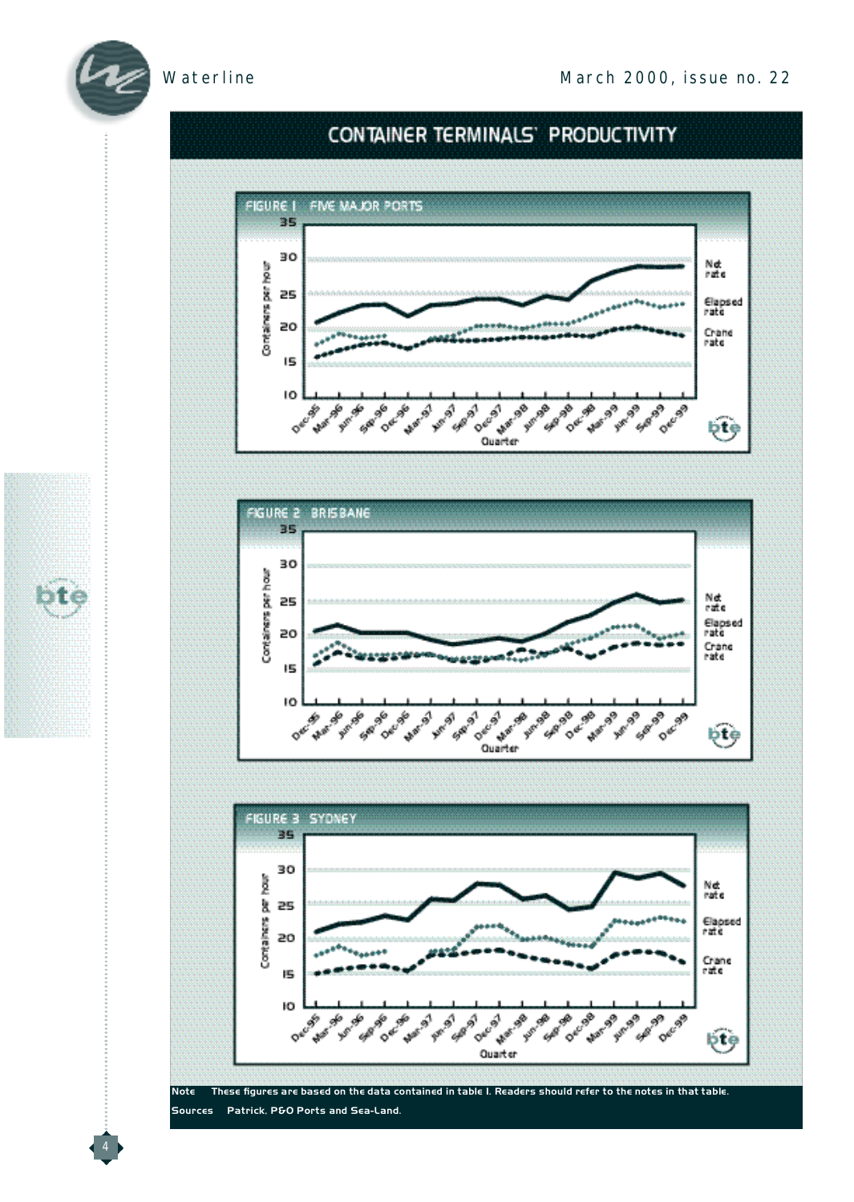# CONTAINER TERMINALS' PRODUCTIVITY

## FIGURE 1 FIVE MAJOR PORTS

Containers per hour

35
30
25
20
15
10

Dec-95 Mar-96 Jun-96 Sep-96 Dec-96 Mar-97 Jun-97 Sep-97 Dec-97 Mar-98 Jun-98 Sep-98 Dec-98 Mar-99 Jun-99 Sep-99 Dec-99

Quarter

Net rate
Elapsed rate
Crane rate

bte

## FIGURE 2 BRISBANE

Containers per hour

35
30
25
20
15
10

Dec-95 Mar-96 Jun-96 Sep-96 Dec-96 Mar-97 Jun-97 Sep-97 Dec-97 Mar-98 Jun-98 Sep-98 Dec-98 Mar-99 Jun-99 Sep-99 Dec-99

Quarter

Net rate
Elapsed rate
Crane rate

bte

## FIGURE 3 SYDNEY

Containers per hour

35
30
25
20
15
10

Dec-95 Mar-96 Jun-96 Sep-96 Dec-96 Mar-97 Jun-97 Sep-97 Dec-97 Mar-98 Jun-98 Sep-98 Dec-98 Mar-99 Jun-99 Sep-99 Dec-99

Quarter

Net rate
Elapsed rate
Crane rate

bte

**Note** These figures are based on the data contained in table 1. Readers should refer to the notes in that table.

**Sources** Patrick, P&O Ports and Sea-Land.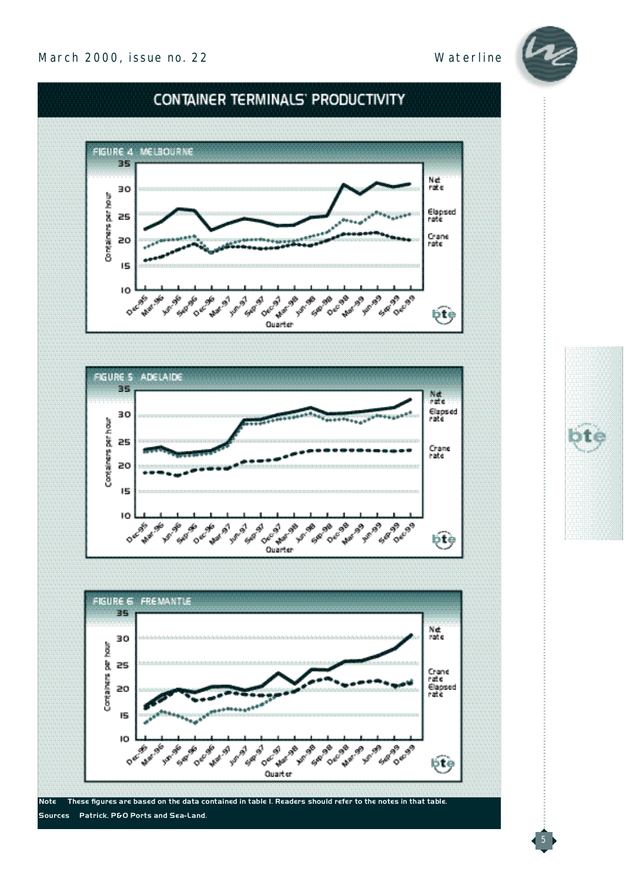# CONTAINER TERMINALS' PRODUCTIVITY

## FIGURE 4 MELBOURNE

Containers per hour

35
30
25
20
15
10

Dec-95 Mar-96 Jun-96 Sep-96 Dec-96 Mar-97 Jun-97 Sep-97 Dec-97 Mar-98 Jun-98 Sep-98 Dec-98 Mar-99 Jun-99 Sep-99 Dec-99

Quarter

Net rate

Elapsed rate

Crane rate

bte

## FIGURE 5 ADELAIDE

Containers per hour

35
30
25
20
15
10

Dec-95 Mar-96 Jun-96 Sep-96 Dec-96 Mar-97 Jun-97 Sep-97 Dec-97 Mar-98 Jun-98 Sep-98 Dec-98 Mar-99 Jun-99 Sep-99 Dec-99

Quarter

Net rate

Elapsed rate

Crane rate

bte

## FIGURE 6 FREMANTLE

Containers per hour

35
30
25
20
15
10

Dec-95 Mar-96 Jun-96 Sep-96 Dec-96 Mar-97 Jun-97 Sep-97 Dec-97 Mar-98 Jun-98 Sep-98 Dec-98 Mar-99 Jun-99 Sep-99 Dec-99

Quarter

Net rate

Crane rate

Elapsed rate

bte

**Note** These figures are based on the data contained in table 1. Readers should refer to the notes in that table.

**Sources** Patrick, P&O Ports and Sea-Land.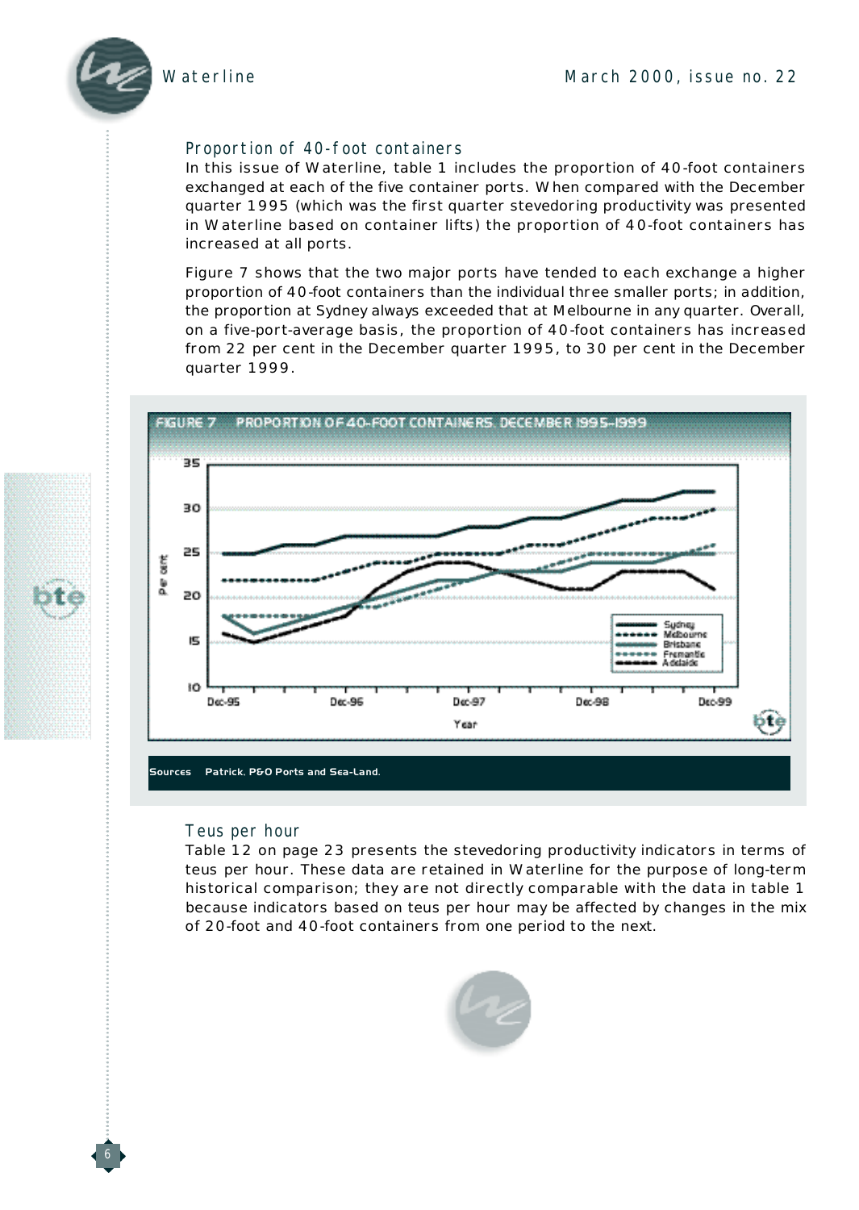## Proportion of 40-foot containers

In this issue of Waterline, table 1 includes the proportion of 40-foot containers exchanged at each of the five container ports. When compared with the December quarter 1995 (which was the first quarter stevedoring productivity was presented in Waterline based on container lifts) the proportion of 40-foot containers has increased at all ports.

Figure 7 shows that the two major ports have tended to each exchange a higher proportion of 40-foot containers than the individual three smaller ports; in addition, the proportion at Sydney always exceeded that at Melbourne in any quarter. Overall, on a five-port-average basis, the proportion of 40-foot containers has increased from 22 per cent in the December quarter 1995, to 30 per cent in the December quarter 1999.

FIGURE 7 PROPORTION OF 40-FOOT CONTAINERS, DECEMBER 1995–1999

Per cent

35
30
25
20
15
10

Dec-95 Dec-96 Dec-97 Dec-98 Dec-99

Year

Sydney
Melbourne
Brisbane
Fremantle
Adelaide

Sources Patrick, P&O Ports and Sea-Land.

## Teus per hour

Table 12 on page 23 presents the stevedoring productivity indicators in terms of teus per hour. These data are retained in Waterline for the purpose of long-term historical comparison; they are not directly comparable with the data in table 1 because indicators based on teus per hour may be affected by changes in the mix of 20-foot and 40-foot containers from one period to the next.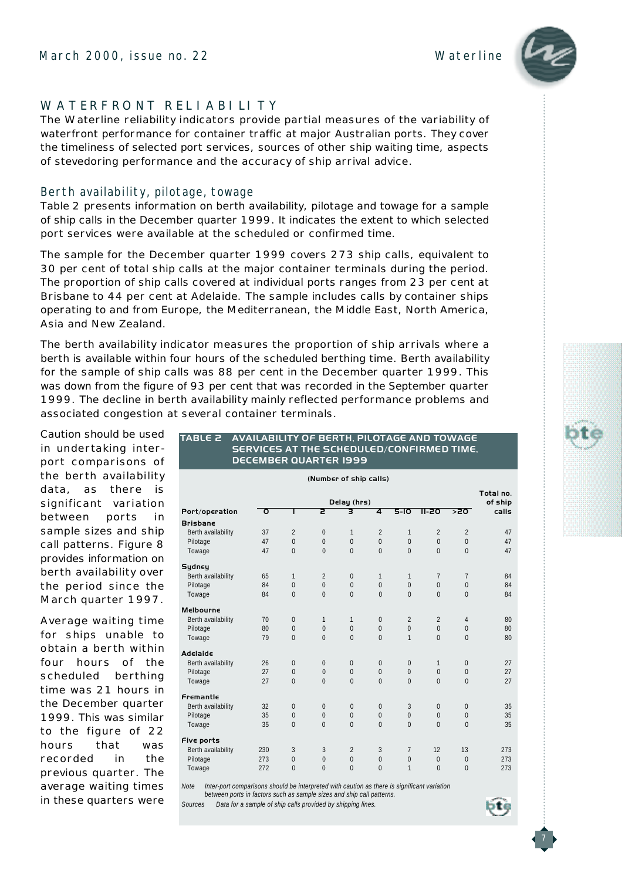## WATERFRONT RELIABILITY

The Waterline reliability indicators provide partial measures of the variability of waterfront performance for container traffic at major Australian ports. They cover the timeliness of selected port services, sources of other ship waiting time, aspects of stevedoring performance and the accuracy of ship arrival advice.

### Berth availability, pilotage, towage

Table 2 presents information on berth availability, pilotage and towage for a sample of ship calls in the December quarter 1999. It indicates the extent to which selected port services were available at the scheduled or confirmed time.

The sample for the December quarter 1999 covers 273 ship calls, equivalent to 30 per cent of total ship calls at the major container terminals during the period. The proportion of ship calls covered at individual ports ranges from 23 per cent at Brisbane to 44 per cent at Adelaide. The sample includes calls by container ships operating to and from Europe, the Mediterranean, the Middle East, North America, Asia and New Zealand.

The berth availability indicator measures the proportion of ship arrivals where a berth is available within four hours of the scheduled berthing time. Berth availability for the sample of ship calls was 88 per cent in the December quarter 1999. This was down from the figure of 93 per cent that was recorded in the September quarter 1999. The decline in berth availability mainly reflected performance problems and associated congestion at several container terminals.

Caution should be used in undertaking inter-port comparisons of the berth availability data, as there is significant variation between ports in sample sizes and ship call patterns. Figure 8 provides information on berth availability over the period since the March quarter 1997.

Average waiting time for ships unable to obtain a berth within four hours of the scheduled berthing time was 21 hours in the December quarter 1999. This was similar to the figure of 22 hours that was recorded in the previous quarter. The average waiting times in these quarters were

**TABLE 2 AVAILABILITY OF BERTH, PILOTAGE AND TOWAGE SERVICES AT THE SCHEDULED/CONFIRMED TIME, DECEMBER QUARTER 1999**

(Number of ship calls)

| Port/operation | Delay (hrs) 0 | 1 | 2 | 3 | 4 | 5-10 | 11-20 | >20 | Total no. of ship calls |
|---|---|---|---|---|---|---|---|---|---|
| **Brisbane** | | | | | | | | | |
| Berth availability | 37 | 2 | 0 | 1 | 2 | 1 | 2 | 2 | 47 |
| Pilotage | 47 | 0 | 0 | 0 | 0 | 0 | 0 | 0 | 47 |
| Towage | 47 | 0 | 0 | 0 | 0 | 0 | 0 | 0 | 47 |
| **Sydney** | | | | | | | | | |
| Berth availability | 65 | 1 | 2 | 0 | 1 | 1 | 7 | 7 | 84 |
| Pilotage | 84 | 0 | 0 | 0 | 0 | 0 | 0 | 0 | 84 |
| Towage | 84 | 0 | 0 | 0 | 0 | 0 | 0 | 0 | 84 |
| **Melbourne** | | | | | | | | | |
| Berth availability | 70 | 0 | 1 | 1 | 0 | 2 | 2 | 4 | 80 |
| Pilotage | 80 | 0 | 0 | 0 | 0 | 0 | 0 | 0 | 80 |
| Towage | 79 | 0 | 0 | 0 | 0 | 1 | 0 | 0 | 80 |
| **Adelaide** | | | | | | | | | |
| Berth availability | 26 | 0 | 0 | 0 | 0 | 0 | 1 | 0 | 27 |
| Pilotage | 27 | 0 | 0 | 0 | 0 | 0 | 0 | 0 | 27 |
| Towage | 27 | 0 | 0 | 0 | 0 | 0 | 0 | 0 | 27 |
| **Fremantle** | | | | | | | | | |
| Berth availability | 32 | 0 | 0 | 0 | 0 | 3 | 0 | 0 | 35 |
| Pilotage | 35 | 0 | 0 | 0 | 0 | 0 | 0 | 0 | 35 |
| Towage | 35 | 0 | 0 | 0 | 0 | 0 | 0 | 0 | 35 |
| **Five ports** | | | | | | | | | |
| Berth availability | 230 | 3 | 3 | 2 | 3 | 7 | 12 | 13 | 273 |
| Pilotage | 273 | 0 | 0 | 0 | 0 | 0 | 0 | 0 | 273 |
| Towage | 272 | 0 | 0 | 0 | 0 | 1 | 0 | 0 | 273 |

*Note* Inter-port comparisons should be interpreted with caution as there is significant variation between ports in factors such as sample sizes and ship call patterns.

*Sources* Data for a sample of ship calls provided by shipping lines.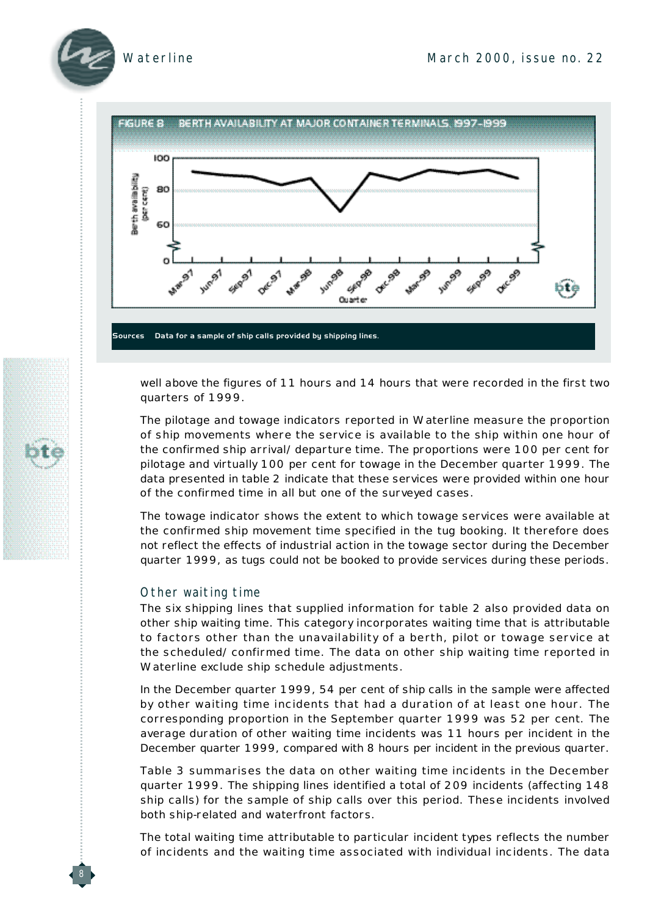FIGURE 8 BERTH AVAILABILITY AT MAJOR CONTAINER TERMINALS, 1997–1999

Berth availability (per cent)

100
80
60
0

Mar-97 Jun-97 Sep-97 Dec-97 Mar-98 Jun-98 Sep-98 Dec-98 Mar-99 Jun-99 Sep-99 Dec-99

Quarter

Sources Data for a sample of ship calls provided by shipping lines.

well above the figures of 11 hours and 14 hours that were recorded in the first two quarters of 1999.

The pilotage and towage indicators reported in Waterline measure the proportion of ship movements where the service is available to the ship within one hour of the confirmed ship arrival/departure time. The proportions were 100 per cent for pilotage and virtually 100 per cent for towage in the December quarter 1999. The data presented in table 2 indicate that these services were provided within one hour of the confirmed time in all but one of the surveyed cases.

The towage indicator shows the extent to which towage services were available at the confirmed ship movement time specified in the tug booking. It therefore does not reflect the effects of industrial action in the towage sector during the December quarter 1999, as tugs could not be booked to provide services during these periods.

## Other waiting time

The six shipping lines that supplied information for table 2 also provided data on other ship waiting time. This category incorporates waiting time that is attributable to factors other than the unavailability of a berth, pilot or towage service at the scheduled/confirmed time. The data on other ship waiting time reported in Waterline exclude ship schedule adjustments.

In the December quarter 1999, 54 per cent of ship calls in the sample were affected by other waiting time incidents that had a duration of at least one hour. The corresponding proportion in the September quarter 1999 was 52 per cent. The average duration of other waiting time incidents was 11 hours per incident in the December quarter 1999, compared with 8 hours per incident in the previous quarter.

Table 3 summarises the data on other waiting time incidents in the December quarter 1999. The shipping lines identified a total of 209 incidents (affecting 148 ship calls) for the sample of ship calls over this period. These incidents involved both ship-related and waterfront factors.

The total waiting time attributable to particular incident types reflects the number of incidents and the waiting time associated with individual incidents. The data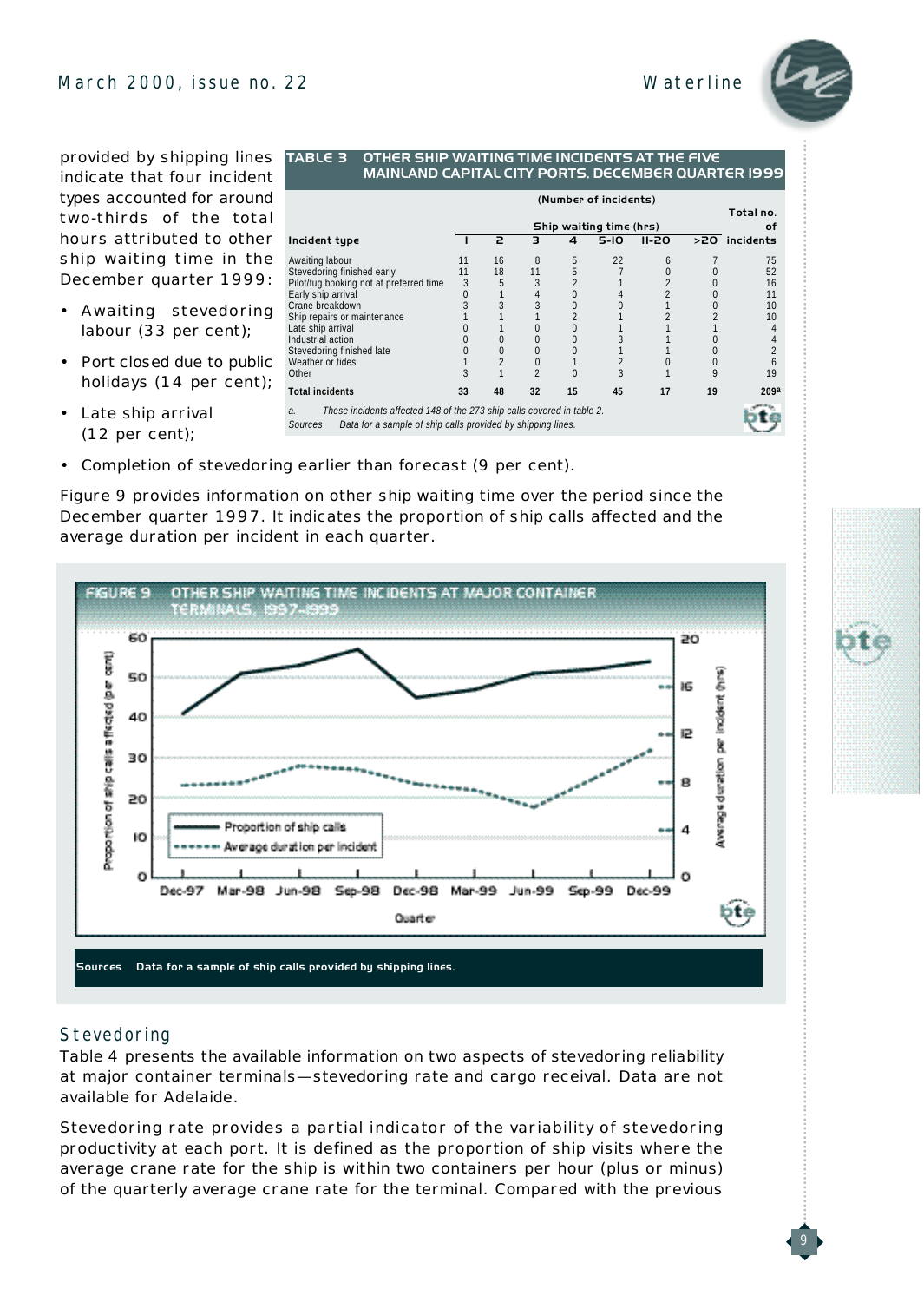provided by shipping lines indicate that four incident types accounted for around two-thirds of the total hours attributed to other ship waiting time in the December quarter 1999:

- Awaiting stevedoring labour (33 per cent);
- Port closed due to public holidays (14 per cent);
- Late ship arrival (12 per cent);
- Completion of stevedoring earlier than forecast (9 per cent).

**TABLE 3 OTHER SHIP WAITING TIME INCIDENTS AT THE FIVE MAINLAND CAPITAL CITY PORTS, DECEMBER QUARTER 1999**

(Number of incidents)

| Incident type | Ship waiting time (hrs) 1 | 2 | 3 | 4 | 5-10 | 11-20 | >20 | Total no. of incidents |
|---|---|---|---|---|---|---|---|---|
| Awaiting labour | 11 | 16 | 8 | 5 | 22 | 6 | 7 | 75 |
| Stevedoring finished early | 11 | 18 | 11 | 5 | 7 | 0 | 0 | 52 |
| Pilot/tug booking not at preferred time | 3 | 5 | 3 | 2 | 1 | 2 | 0 | 16 |
| Early ship arrival | 0 | 1 | 4 | 0 | 4 | 2 | 0 | 11 |
| Crane breakdown | 3 | 3 | 3 | 0 | 0 | 1 | 0 | 10 |
| Ship repairs or maintenance | 1 | 1 | 1 | 2 | 1 | 2 | 2 | 10 |
| Late ship arrival | 0 | 1 | 0 | 0 | 1 | 1 | 1 | 4 |
| Industrial action | 0 | 0 | 0 | 0 | 3 | 1 | 0 | 4 |
| Stevedoring finished late | 0 | 0 | 0 | 0 | 1 | 1 | 0 | 2 |
| Weather or tides | 1 | 2 | 0 | 1 | 2 | 0 | 0 | 6 |
| Other | 3 | 1 | 2 | 0 | 3 | 1 | 9 | 19 |
| **Total incidents** | **33** | **48** | **32** | **15** | **45** | **17** | **19** | **209[a]** |

a. These incidents affected 148 of the 273 ship calls covered in table 2.

Sources Data for a sample of ship calls provided by shipping lines.

Figure 9 provides information on other ship waiting time over the period since the December quarter 1997. It indicates the proportion of ship calls affected and the average duration per incident in each quarter.

**FIGURE 9 OTHER SHIP WAITING TIME INCIDENTS AT MAJOR CONTAINER TERMINALS, 1997-1999**

Proportion of ship calls affected (per cent)
0
10
20
30
40
50
60

Average duration per incident (hrs)
0
4
8
12
16
20

Dec-97 Mar-98 Jun-98 Sep-98 Dec-98 Mar-99 Jun-99 Sep-99 Dec-99

Quarter

Proportion of ship calls
Average duration per incident

Sources Data for a sample of ship calls provided by shipping lines.

## Stevedoring

Table 4 presents the available information on two aspects of stevedoring reliability at major container terminals—stevedoring rate and cargo receival. Data are not available for Adelaide.

Stevedoring rate provides a partial indicator of the variability of stevedoring productivity at each port. It is defined as the proportion of ship visits where the average crane rate for the ship is within two containers per hour (plus or minus) of the quarterly average crane rate for the terminal. Compared with the previous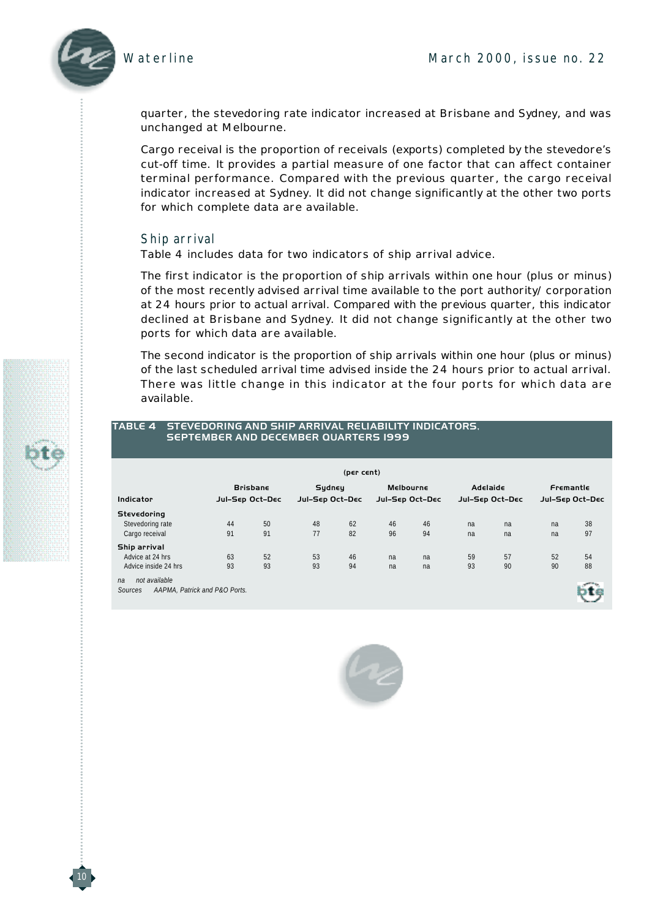quarter, the stevedoring rate indicator increased at Brisbane and Sydney, and was unchanged at Melbourne.

Cargo receival is the proportion of receivals (exports) completed by the stevedore's cut-off time. It provides a partial measure of one factor that can affect container terminal performance. Compared with the previous quarter, the cargo receival indicator increased at Sydney. It did not change significantly at the other two ports for which complete data are available.

## Ship arrival

Table 4 includes data for two indicators of ship arrival advice.

The first indicator is the proportion of ship arrivals within one hour (plus or minus) of the most recently advised arrival time available to the port authority/corporation at 24 hours prior to actual arrival. Compared with the previous quarter, this indicator declined at Brisbane and Sydney. It did not change significantly at the other two ports for which data are available.

The second indicator is the proportion of ship arrivals within one hour (plus or minus) of the last scheduled arrival time advised inside the 24 hours prior to actual arrival. There was little change in this indicator at the four ports for which data are available.

**TABLE 4 STEVEDORING AND SHIP ARRIVAL RELIABILITY INDICATORS, SEPTEMBER AND DECEMBER QUARTERS 1999**

(per cent)

| Indicator | Brisbane Jul–Sep | Brisbane Oct–Dec | Sydney Jul–Sep | Sydney Oct–Dec | Melbourne Jul–Sep | Melbourne Oct–Dec | Adelaide Jul–Sep | Adelaide Oct–Dec | Fremantle Jul–Sep | Fremantle Oct–Dec |
|---|---|---|---|---|---|---|---|---|---|---|
| **Stevedoring** | | | | | | | | | | |
| Stevedoring rate | 44 | 50 | 48 | 62 | 46 | 46 | na | na | na | 38 |
| Cargo receival | 91 | 91 | 77 | 82 | 96 | 94 | na | na | na | 97 |
| **Ship arrival** | | | | | | | | | | |
| Advice at 24 hrs | 63 | 52 | 53 | 46 | na | na | 59 | 57 | 52 | 54 |
| Advice inside 24 hrs | 93 | 93 | 93 | 94 | na | na | 93 | 90 | 90 | 88 |

*na not available*

*Sources AAPMA, Patrick and P&O Ports.*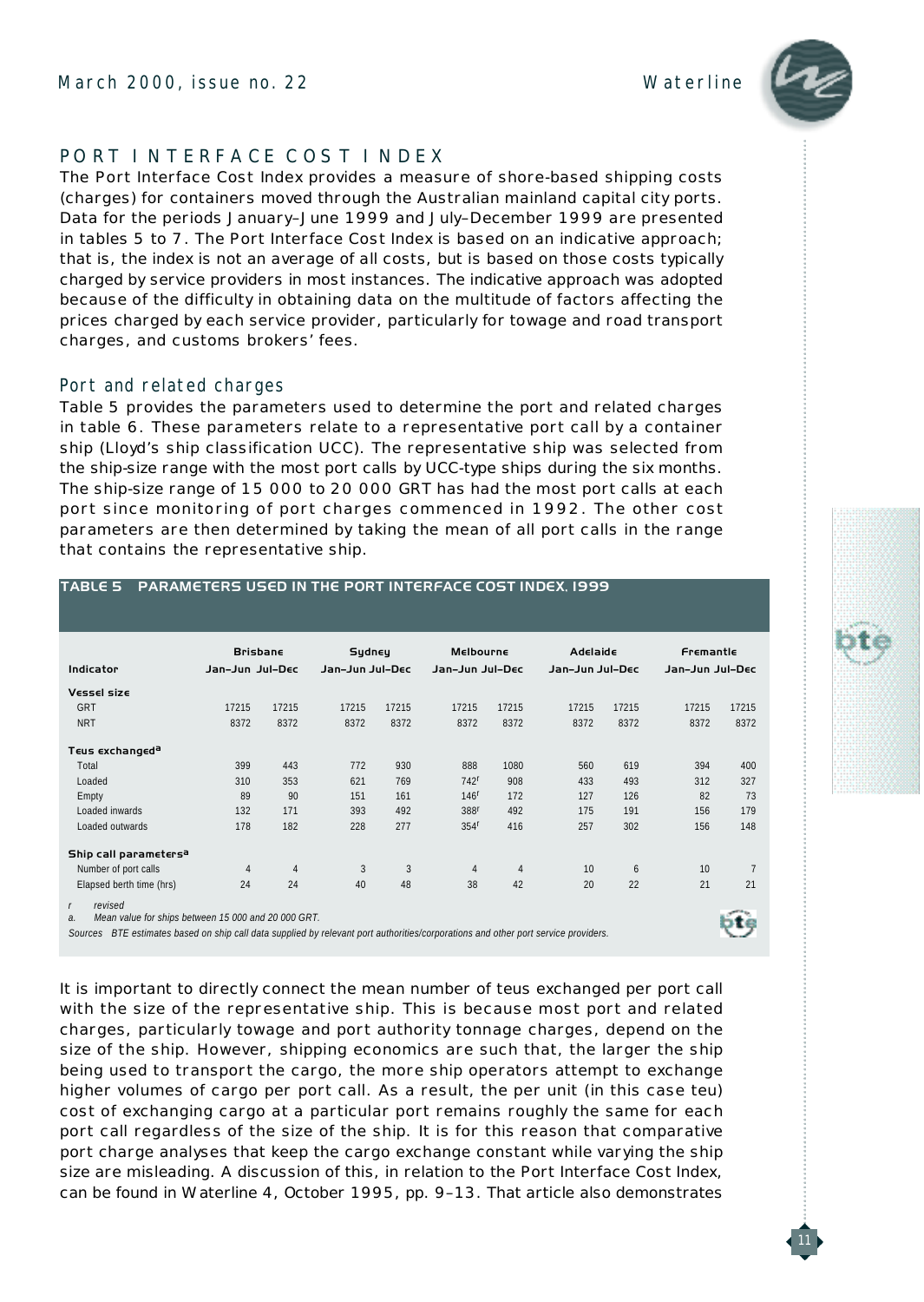## PORT INTERFACE COST INDEX

The Port Interface Cost Index provides a measure of shore-based shipping costs (charges) for containers moved through the Australian mainland capital city ports. Data for the periods January–June 1999 and July–December 1999 are presented in tables 5 to 7. The Port Interface Cost Index is based on an indicative approach; that is, the index is not an average of all costs, but is based on those costs typically charged by service providers in most instances. The indicative approach was adopted because of the difficulty in obtaining data on the multitude of factors affecting the prices charged by each service provider, particularly for towage and road transport charges, and customs brokers' fees.

### Port and related charges

Table 5 provides the parameters used to determine the port and related charges in table 6. These parameters relate to a representative port call by a container ship (Lloyd's ship classification UCC). The representative ship was selected from the ship-size range with the most port calls by UCC-type ships during the six months. The ship-size range of 15 000 to 20 000 GRT has had the most port calls at each port since monitoring of port charges commenced in 1992. The other cost parameters are then determined by taking the mean of all port calls in the range that contains the representative ship.

**TABLE 5 PARAMETERS USED IN THE PORT INTERFACE COST INDEX, 1999**

| Indicator | Brisbane | | Sydney | | Melbourne | | Adelaide | | Fremantle | |
|---|---|---|---|---|---|---|---|---|---|---|
| | Jan–Jun | Jul–Dec | Jan–Jun | Jul–Dec | Jan–Jun | Jul–Dec | Jan–Jun | Jul–Dec | Jan–Jun | Jul–Dec |
| **Vessel size** | | | | | | | | | | |
| GRT | 17215 | 17215 | 17215 | 17215 | 17215 | 17215 | 17215 | 17215 | 17215 | 17215 |
| NRT | 8372 | 8372 | 8372 | 8372 | 8372 | 8372 | 8372 | 8372 | 8372 | 8372 |
| **Teus exchanged[a]** | | | | | | | | | | |
| Total | 399 | 443 | 772 | 930 | 888 | 1080 | 560 | 619 | 394 | 400 |
| Loaded | 310 | 353 | 621 | 769 | 742[r] | 908 | 433 | 493 | 312 | 327 |
| Empty | 89 | 90 | 151 | 161 | 146[r] | 172 | 127 | 126 | 82 | 73 |
| Loaded inwards | 132 | 171 | 393 | 492 | 388[r] | 492 | 175 | 191 | 156 | 179 |
| Loaded outwards | 178 | 182 | 228 | 277 | 354[r] | 416 | 257 | 302 | 156 | 148 |
| **Ship call parameters[a]** | | | | | | | | | | |
| Number of port calls | 4 | 4 | 3 | 3 | 4 | 4 | 10 | 6 | 10 | 7 |
| Elapsed berth time (hrs) | 24 | 24 | 40 | 48 | 38 | 42 | 20 | 22 | 21 | 21 |

*r revised*
*a. Mean value for ships between 15 000 and 20 000 GRT.*
*Sources BTE estimates based on ship call data supplied by relevant port authorities/corporations and other port service providers.*

It is important to directly connect the mean number of teus exchanged per port call with the size of the representative ship. This is because most port and related charges, particularly towage and port authority tonnage charges, depend on the size of the ship. However, shipping economics are such that, the larger the ship being used to transport the cargo, the more ship operators attempt to exchange higher volumes of cargo per port call. As a result, the per unit (in this case teu) cost of exchanging cargo at a particular port remains roughly the same for each port call regardless of the size of the ship. It is for this reason that comparative port charge analyses that keep the cargo exchange constant while varying the ship size are misleading. A discussion of this, in relation to the Port Interface Cost Index, can be found in Waterline 4, October 1995, pp. 9–13. That article also demonstrates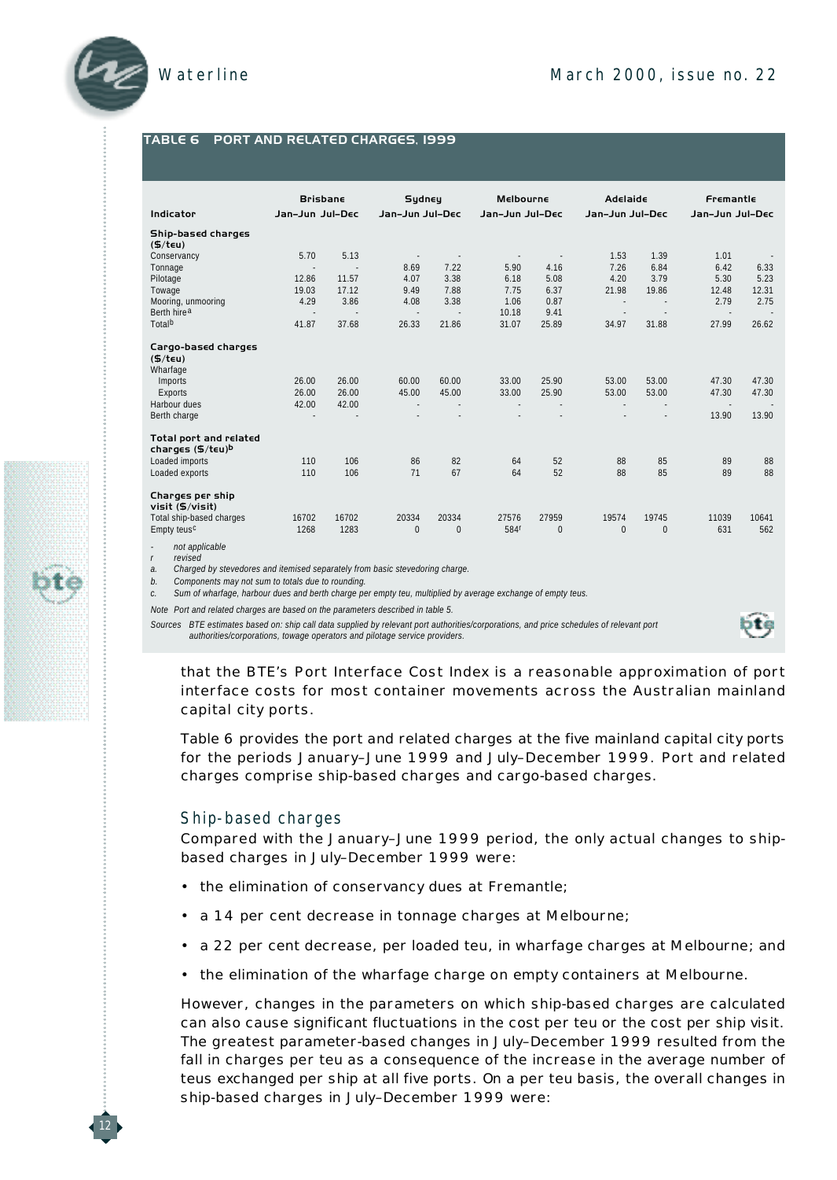## TABLE 6 PORT AND RELATED CHARGES, 1999

| Indicator | Brisbane Jan–Jun | Brisbane Jul–Dec | Sydney Jan–Jun | Sydney Jul–Dec | Melbourne Jan–Jun | Melbourne Jul–Dec | Adelaide Jan–Jun | Adelaide Jul–Dec | Fremantle Jan–Jun | Fremantle Jul–Dec |
|---|---|---|---|---|---|---|---|---|---|---|
| **Ship-based charges ($/teu)** | | | | | | | | | | |
| Conservancy | 5.70 | 5.13 | - | - | - | - | 1.53 | 1.39 | 1.01 | - |
| Tonnage | - | - | 8.69 | 7.22 | 5.90 | 4.16 | 7.26 | 6.84 | 6.42 | 6.33 |
| Pilotage | 12.86 | 11.57 | 4.07 | 3.38 | 6.18 | 5.08 | 4.20 | 3.79 | 5.30 | 5.23 |
| Towage | 19.03 | 17.12 | 9.49 | 7.88 | 7.75 | 6.37 | 21.98 | 19.86 | 12.48 | 12.31 |
| Mooring, unmooring | 4.29 | 3.86 | 4.08 | 3.38 | 1.06 | 0.87 | - | - | 2.79 | 2.75 |
| Berth hire[a] | - | - | - | - | 10.18 | 9.41 | - | - | - | - |
| Total[b] | 41.87 | 37.68 | 26.33 | 21.86 | 31.07 | 25.89 | 34.97 | 31.88 | 27.99 | 26.62 |
| **Cargo-based charges ($/teu)** | | | | | | | | | | |
| Wharfage | | | | | | | | | | |
| Imports | 26.00 | 26.00 | 60.00 | 60.00 | 33.00 | 25.90 | 53.00 | 53.00 | 47.30 | 47.30 |
| Exports | 26.00 | 26.00 | 45.00 | 45.00 | 33.00 | 25.90 | 53.00 | 53.00 | 47.30 | 47.30 |
| Harbour dues | 42.00 | 42.00 | - | - | - | - | - | - | - | - |
| Berth charge | - | - | - | - | - | - | - | - | 13.90 | 13.90 |
| **Total port and related charges ($/teu)[b]** | | | | | | | | | | |
| Loaded imports | 110 | 106 | 86 | 82 | 64 | 52 | 88 | 85 | 89 | 88 |
| Loaded exports | 110 | 106 | 71 | 67 | 64 | 52 | 88 | 85 | 89 | 88 |
| **Charges per ship visit ($/visit)** | | | | | | | | | | |
| Total ship-based charges | 16702 | 16702 | 20334 | 20334 | 27576 | 27959 | 19574 | 19745 | 11039 | 10641 |
| Empty teus[c] | 1268 | 1283 | 0 | 0 | 584[r] | 0 | 0 | 0 | 631 | 562 |

- not applicable
r revised
a. Charged by stevedores and itemised separately from basic stevedoring charge.
b. Components may not sum to totals due to rounding.
c. Sum of wharfage, harbour dues and berth charge per empty teu, multiplied by average exchange of empty teus.

*Note* Port and related charges are based on the parameters described in table 5.

*Sources* BTE estimates based on: ship call data supplied by relevant port authorities/corporations, and price schedules of relevant port authorities/corporations, towage operators and pilotage service providers.

that the BTE's Port Interface Cost Index is a reasonable approximation of port interface costs for most container movements across the Australian mainland capital city ports.

Table 6 provides the port and related charges at the five mainland capital city ports for the periods January–June 1999 and July–December 1999. Port and related charges comprise ship-based charges and cargo-based charges.

### Ship-based charges

Compared with the January–June 1999 period, the only actual changes to ship-based charges in July–December 1999 were:

- the elimination of conservancy dues at Fremantle;
- a 14 per cent decrease in tonnage charges at Melbourne;
- a 22 per cent decrease, per loaded teu, in wharfage charges at Melbourne; and
- the elimination of the wharfage charge on empty containers at Melbourne.

However, changes in the parameters on which ship-based charges are calculated can also cause significant fluctuations in the cost per teu or the cost per ship visit. The greatest parameter-based changes in July–December 1999 resulted from the fall in charges per teu as a consequence of the increase in the average number of teus exchanged per ship at all five ports. On a per teu basis, the overall changes in ship-based charges in July–December 1999 were: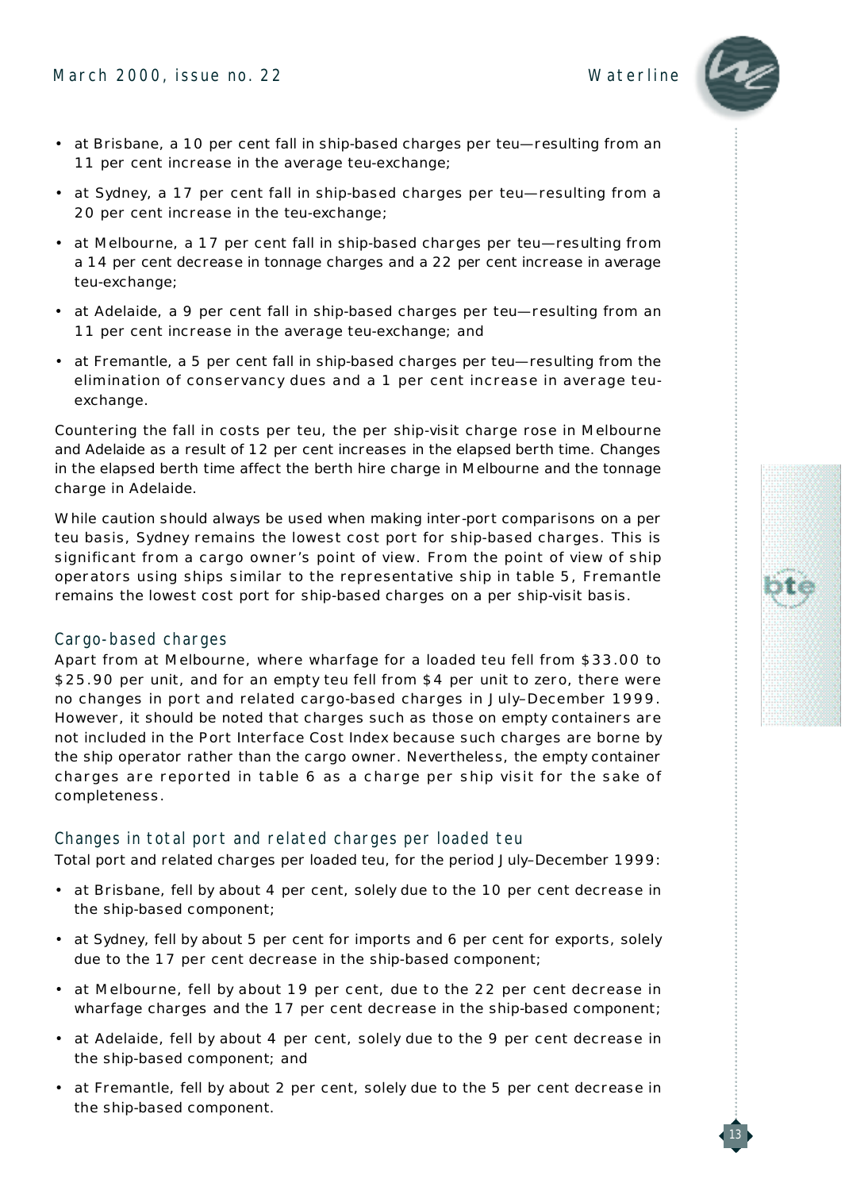- at Brisbane, a 10 per cent fall in ship-based charges per teu—resulting from an 11 per cent increase in the average teu-exchange;
- at Sydney, a 17 per cent fall in ship-based charges per teu—resulting from a 20 per cent increase in the teu-exchange;
- at Melbourne, a 17 per cent fall in ship-based charges per teu—resulting from a 14 per cent decrease in tonnage charges and a 22 per cent increase in average teu-exchange;
- at Adelaide, a 9 per cent fall in ship-based charges per teu—resulting from an 11 per cent increase in the average teu-exchange; and
- at Fremantle, a 5 per cent fall in ship-based charges per teu—resulting from the elimination of conservancy dues and a 1 per cent increase in average teu-exchange.

Countering the fall in costs per teu, the per ship-visit charge rose in Melbourne and Adelaide as a result of 12 per cent increases in the elapsed berth time. Changes in the elapsed berth time affect the berth hire charge in Melbourne and the tonnage charge in Adelaide.

While caution should always be used when making inter-port comparisons on a per teu basis, Sydney remains the lowest cost port for ship-based charges. This is significant from a cargo owner's point of view. From the point of view of ship operators using ships similar to the representative ship in table 5, Fremantle remains the lowest cost port for ship-based charges on a per ship-visit basis.

## Cargo-based charges

Apart from at Melbourne, where wharfage for a loaded teu fell from $33.00 to $25.90 per unit, and for an empty teu fell from $4 per unit to zero, there were no changes in port and related cargo-based charges in July–December 1999. However, it should be noted that charges such as those on empty containers are not included in the Port Interface Cost Index because such charges are borne by the ship operator rather than the cargo owner. Nevertheless, the empty container charges are reported in table 6 as a charge per ship visit for the sake of completeness.

## Changes in total port and related charges per loaded teu

Total port and related charges per loaded teu, for the period July–December 1999:

- at Brisbane, fell by about 4 per cent, solely due to the 10 per cent decrease in the ship-based component;
- at Sydney, fell by about 5 per cent for imports and 6 per cent for exports, solely due to the 17 per cent decrease in the ship-based component;
- at Melbourne, fell by about 19 per cent, due to the 22 per cent decrease in wharfage charges and the 17 per cent decrease in the ship-based component;
- at Adelaide, fell by about 4 per cent, solely due to the 9 per cent decrease in the ship-based component; and
- at Fremantle, fell by about 2 per cent, solely due to the 5 per cent decrease in the ship-based component.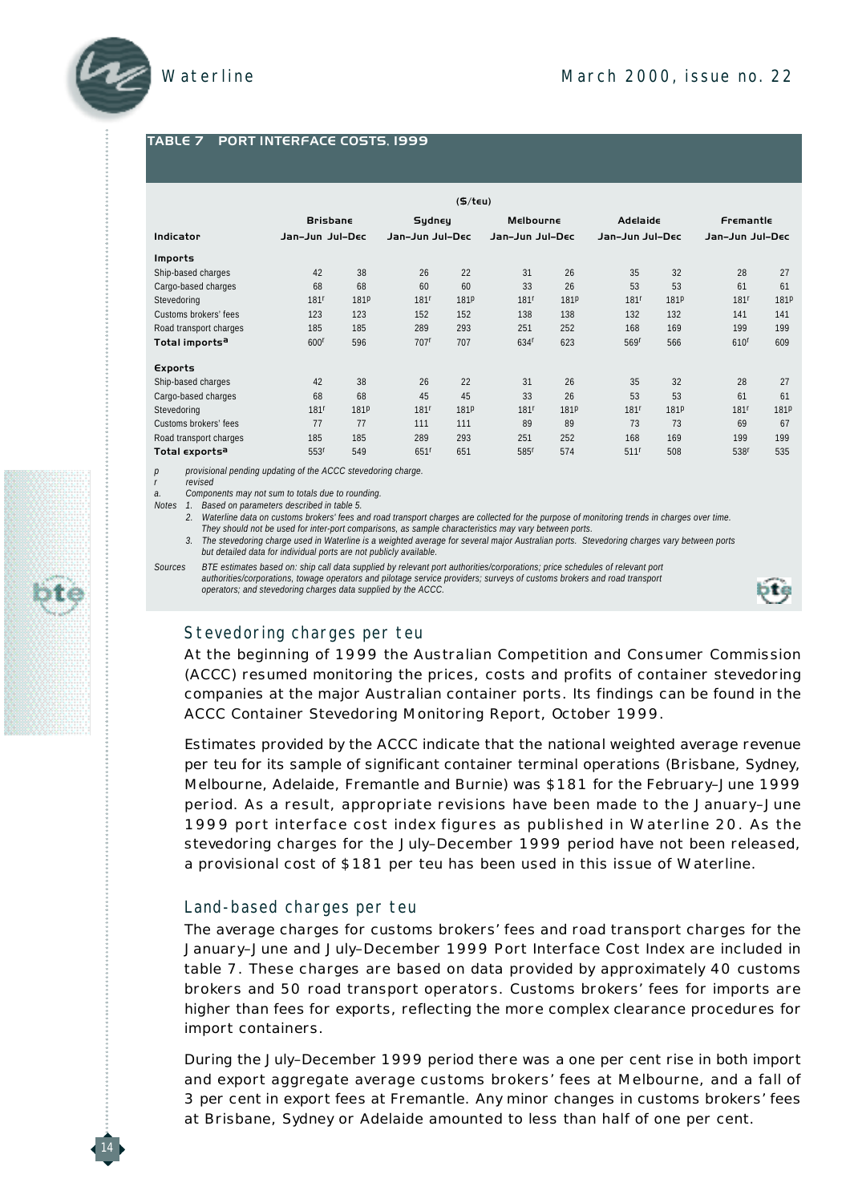## TABLE 7 PORT INTERFACE COSTS, 1999

| | ($/teu) | | | | | | | | | |
|---|---|---|---|---|---|---|---|---|---|---|
| | Brisbane | | Sydney | | Melbourne | | Adelaide | | Fremantle | |
| Indicator | Jan–Jun | Jul–Dec | Jan–Jun | Jul–Dec | Jan–Jun | Jul–Dec | Jan–Jun | Jul–Dec | Jan–Jun | Jul–Dec |
| **Imports** | | | | | | | | | | |
| Ship-based charges | 42 | 38 | 26 | 22 | 31 | 26 | 35 | 32 | 28 | 27 |
| Cargo-based charges | 68 | 68 | 60 | 60 | 33 | 26 | 53 | 53 | 61 | 61 |
| Stevedoring | 181r | 181p | 181r | 181p | 181r | 181p | 181r | 181p | 181r | 181p |
| Customs brokers' fees | 123 | 123 | 152 | 152 | 138 | 138 | 132 | 132 | 141 | 141 |
| Road transport charges | 185 | 185 | 289 | 293 | 251 | 252 | 168 | 169 | 199 | 199 |
| **Total imports**[a] | 600r | 596 | 707r | 707 | 634r | 623 | 569r | 566 | 610r | 609 |
| **Exports** | | | | | | | | | | |
| Ship-based charges | 42 | 38 | 26 | 22 | 31 | 26 | 35 | 32 | 28 | 27 |
| Cargo-based charges | 68 | 68 | 45 | 45 | 33 | 26 | 53 | 53 | 61 | 61 |
| Stevedoring | 181r | 181p | 181r | 181p | 181r | 181p | 181r | 181p | 181r | 181p |
| Customs brokers' fees | 77 | 77 | 111 | 111 | 89 | 89 | 73 | 73 | 69 | 67 |
| Road transport charges | 185 | 185 | 289 | 293 | 251 | 252 | 168 | 169 | 199 | 199 |
| **Total exports**[a] | 553r | 549 | 651r | 651 | 585r | 574 | 511r | 508 | 538r | 535 |

*p* provisional pending updating of the ACCC stevedoring charge.
*r* revised
*a.* Components may not sum to totals due to rounding.

*Notes* 1. Based on parameters described in table 5.
2. Waterline data on customs brokers' fees and road transport charges are collected for the purpose of monitoring trends in charges over time. They should not be used for inter-port comparisons, as sample characteristics may vary between ports.
3. The stevedoring charge used in Waterline is a weighted average for several major Australian ports. Stevedoring charges vary between ports but detailed data for individual ports are not publicly available.

*Sources* BTE estimates based on: ship call data supplied by relevant port authorities/corporations; price schedules of relevant port authorities/corporations, towage operators and pilotage service providers; surveys of customs brokers and road transport operators; and stevedoring charges data supplied by the ACCC.

### Stevedoring charges per teu

At the beginning of 1999 the Australian Competition and Consumer Commission (ACCC) resumed monitoring the prices, costs and profits of container stevedoring companies at the major Australian container ports. Its findings can be found in the ACCC Container Stevedoring Monitoring Report, October 1999.

Estimates provided by the ACCC indicate that the national weighted average revenue per teu for its sample of significant container terminal operations (Brisbane, Sydney, Melbourne, Adelaide, Fremantle and Burnie) was $181 for the February–June 1999 period. As a result, appropriate revisions have been made to the January–June 1999 port interface cost index figures as published in Waterline 20. As the stevedoring charges for the July–December 1999 period have not been released, a provisional cost of $181 per teu has been used in this issue of Waterline.

### Land-based charges per teu

The average charges for customs brokers' fees and road transport charges for the January–June and July–December 1999 Port Interface Cost Index are included in table 7. These charges are based on data provided by approximately 40 customs brokers and 50 road transport operators. Customs brokers' fees for imports are higher than fees for exports, reflecting the more complex clearance procedures for import containers.

During the July–December 1999 period there was a one per cent rise in both import and export aggregate average customs brokers' fees at Melbourne, and a fall of 3 per cent in export fees at Fremantle. Any minor changes in customs brokers' fees at Brisbane, Sydney or Adelaide amounted to less than half of one per cent.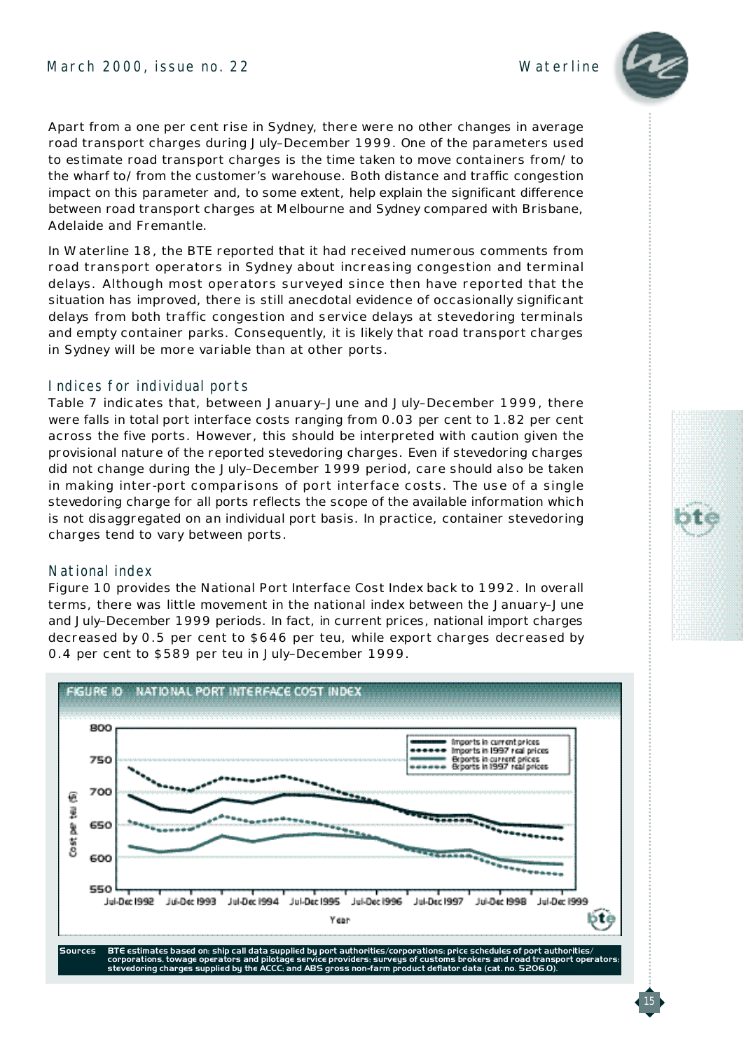Apart from a one per cent rise in Sydney, there were no other changes in average road transport charges during July–December 1999. One of the parameters used to estimate road transport charges is the time taken to move containers from/to the wharf to/from the customer's warehouse. Both distance and traffic congestion impact on this parameter and, to some extent, help explain the significant difference between road transport charges at Melbourne and Sydney compared with Brisbane, Adelaide and Fremantle.

In Waterline 18, the BTE reported that it had received numerous comments from road transport operators in Sydney about increasing congestion and terminal delays. Although most operators surveyed since then have reported that the situation has improved, there is still anecdotal evidence of occasionally significant delays from both traffic congestion and service delays at stevedoring terminals and empty container parks. Consequently, it is likely that road transport charges in Sydney will be more variable than at other ports.

## Indices for individual ports

Table 7 indicates that, between January–June and July–December 1999, there were falls in total port interface costs ranging from 0.03 per cent to 1.82 per cent across the five ports. However, this should be interpreted with caution given the provisional nature of the reported stevedoring charges. Even if stevedoring charges did not change during the July–December 1999 period, care should also be taken in making inter-port comparisons of port interface costs. The use of a single stevedoring charge for all ports reflects the scope of the available information which is not disaggregated on an individual port basis. In practice, container stevedoring charges tend to vary between ports.

## National index

Figure 10 provides the National Port Interface Cost Index back to 1992. In overall terms, there was little movement in the national index between the January–June and July–December 1999 periods. In fact, in current prices, national import charges decreased by 0.5 per cent to $646 per teu, while export charges decreased by 0.4 per cent to $589 per teu in July–December 1999.

FIGURE 10 NATIONAL PORT INTERFACE COST INDEX

Cost per teu ($)

800
750
700
650
600
550

Imports in current prices
Imports in 1997 real prices
Exports in current prices
Exports in 1997 real prices

Jul-Dec 1992 Jul-Dec 1993 Jul-Dec 1994 Jul-Dec 1995 Jul-Dec 1996 Jul-Dec 1997 Jul-Dec 1998 Jul-Dec 1999

Year

Sources BTE estimates based on: ship call data supplied by port authorities/corporations; price schedules of port authorities/corporations, towage operators and pilotage service providers; surveys of customs brokers and road transport operators; stevedoring charges supplied by the ACCC; and ABS gross non-farm product deflator data (cat. no. 5206.0).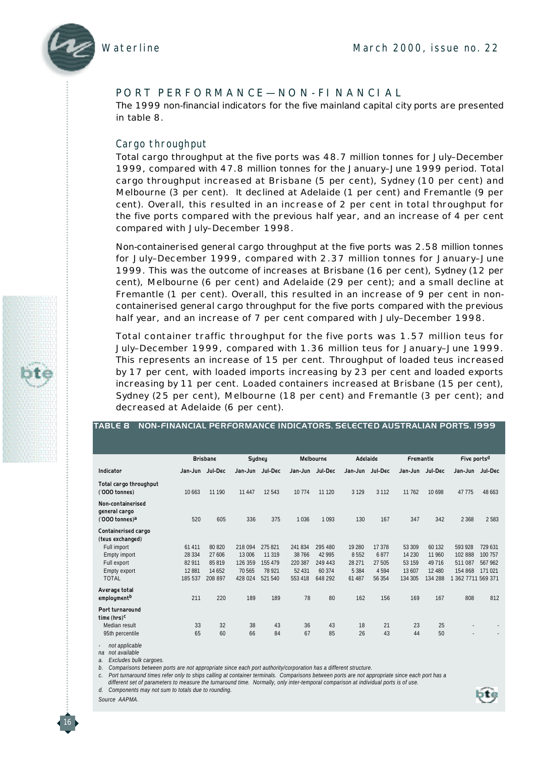## PORT PERFORMANCE—NON-FINANCIAL

The 1999 non-financial indicators for the five mainland capital city ports are presented in table 8.

### Cargo throughput

Total cargo throughput at the five ports was 48.7 million tonnes for July–December 1999, compared with 47.8 million tonnes for the January–June 1999 period. Total cargo throughput increased at Brisbane (5 per cent), Sydney (10 per cent) and Melbourne (3 per cent). It declined at Adelaide (1 per cent) and Fremantle (9 per cent). Overall, this resulted in an increase of 2 per cent in total throughput for the five ports compared with the previous half year, and an increase of 4 per cent compared with July–December 1998.

Non-containerised general cargo throughput at the five ports was 2.58 million tonnes for July–December 1999, compared with 2.37 million tonnes for January–June 1999. This was the outcome of increases at Brisbane (16 per cent), Sydney (12 per cent), Melbourne (6 per cent) and Adelaide (29 per cent); and a small decline at Fremantle (1 per cent). Overall, this resulted in an increase of 9 per cent in non-containerised general cargo throughput for the five ports compared with the previous half year, and an increase of 7 per cent compared with July–December 1998.

Total container traffic throughput for the five ports was 1.57 million teus for July–December 1999, compared with 1.36 million teus for January–June 1999. This represents an increase of 15 per cent. Throughput of loaded teus increased by 17 per cent, with loaded imports increasing by 23 per cent and loaded exports increasing by 11 per cent. Loaded containers increased at Brisbane (15 per cent), Sydney (25 per cent), Melbourne (18 per cent) and Fremantle (3 per cent); and decreased at Adelaide (6 per cent).

**TABLE 8 NON-FINANCIAL PERFORMANCE INDICATORS, SELECTED AUSTRALIAN PORTS, 1999**

| | Brisbane | | Sydney | | Melbourne | | Adelaide | | Fremantle | | Five ports[d] | |
|---|---|---|---|---|---|---|---|---|---|---|---|---|
| Indicator | Jan-Jun | Jul-Dec | Jan-Jun | Jul-Dec | Jan-Jun | Jul-Dec | Jan-Jun | Jul-Dec | Jan-Jun | Jul-Dec | Jan-Jun | Jul-Dec |
| **Total cargo throughput ('000 tonnes)** | 10 663 | 11 190 | 11 447 | 12 543 | 10 774 | 11 120 | 3 129 | 3 112 | 11 762 | 10 698 | 47 775 | 48 663 |
| **Non-containerised general cargo ('000 tonnes)[a]** | 520 | 605 | 336 | 375 | 1 036 | 1 093 | 130 | 167 | 347 | 342 | 2 368 | 2 583 |
| **Containerised cargo (teus exchanged)** | | | | | | | | | | | | |
| Full import | 61 411 | 80 820 | 218 094 | 275 821 | 241 834 | 295 480 | 19 280 | 17 378 | 53 309 | 60 132 | 593 928 | 729 631 |
| Empty import | 28 334 | 27 606 | 13 006 | 11 319 | 38 766 | 42 995 | 8 552 | 6 877 | 14 230 | 11 960 | 102 888 | 100 757 |
| Full export | 82 911 | 85 819 | 126 359 | 155 479 | 220 387 | 249 443 | 28 271 | 27 505 | 53 159 | 49 716 | 511 087 | 567 962 |
| Empty export | 12 881 | 14 652 | 70 565 | 78 921 | 52 431 | 60 374 | 5 384 | 4 594 | 13 607 | 12 480 | 154 868 | 171 021 |
| TOTAL | 185 537 | 208 897 | 428 024 | 521 540 | 553 418 | 648 292 | 61 487 | 56 354 | 134 305 | 134 288 | 1 362 771 | 1 569 371 |
| **Average total employment[b]** | 211 | 220 | 189 | 189 | 78 | 80 | 162 | 156 | 169 | 167 | 808 | 812 |
| **Port turnaround time (hrs)[c]** | | | | | | | | | | | | |
| Median result | 33 | 32 | 38 | 43 | 36 | 43 | 18 | 21 | 23 | 25 | - | - |
| 95th percentile | 65 | 60 | 66 | 84 | 67 | 85 | 26 | 43 | 44 | 50 | - | - |

*- not applicable*
*na not available*
*a. Excludes bulk cargoes.*
*b. Comparisons between ports are not appropriate since each port authority/corporation has a different structure.*
*c. Port turnaround times refer only to ships calling at container terminals. Comparisons between ports are not appropriate since each port has a different set of parameters to measure the turnaround time. Normally, only inter-temporal comparison at individual ports is of use.*
*d. Components may not sum to totals due to rounding.*
*Source AAPMA.*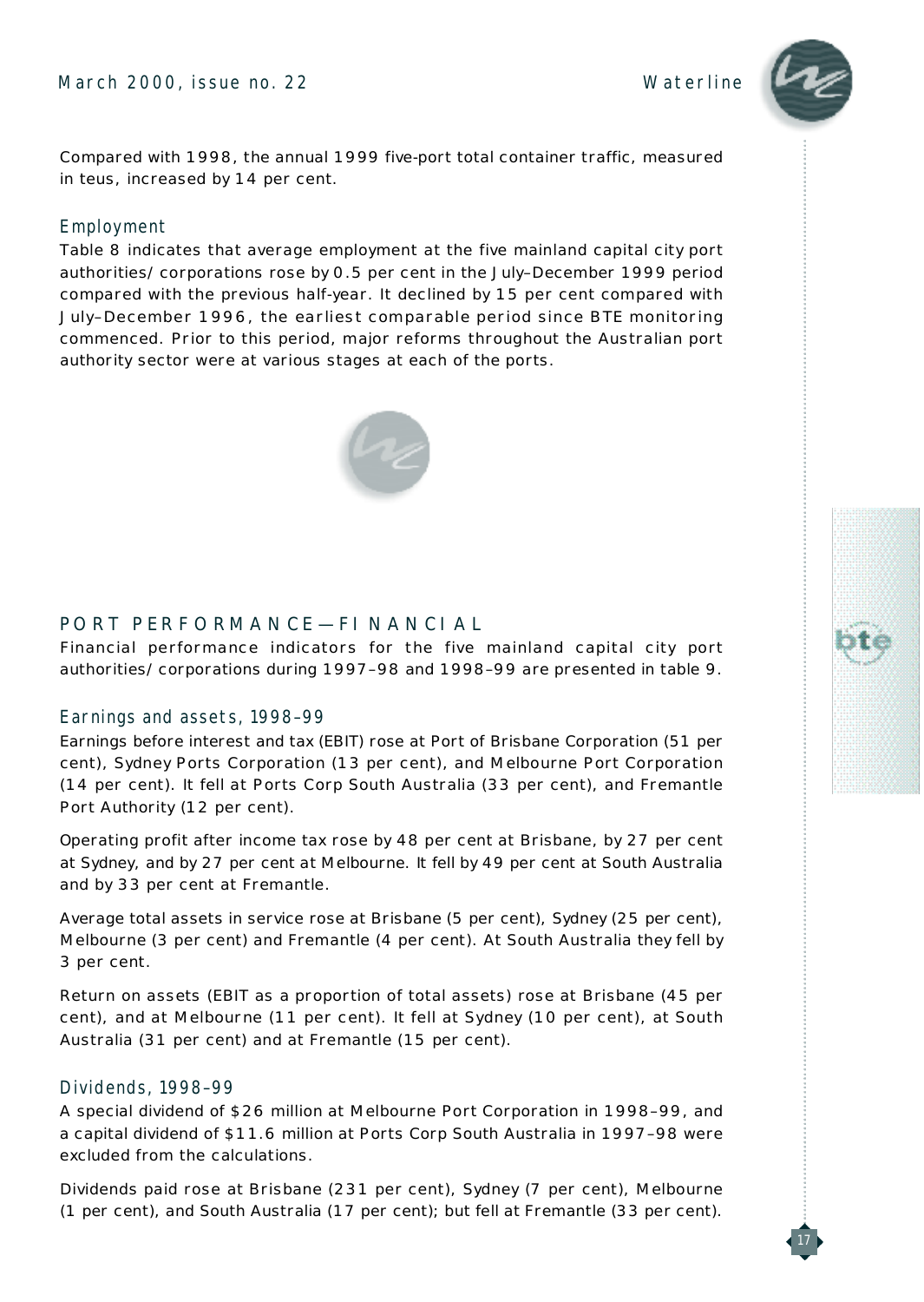Compared with 1998, the annual 1999 five-port total container traffic, measured in teus, increased by 14 per cent.

### Employment

Table 8 indicates that average employment at the five mainland capital city port authorities/corporations rose by 0.5 per cent in the July–December 1999 period compared with the previous half-year. It declined by 15 per cent compared with July–December 1996, the earliest comparable period since BTE monitoring commenced. Prior to this period, major reforms throughout the Australian port authority sector were at various stages at each of the ports.

## PORT PERFORMANCE—FINANCIAL

Financial performance indicators for the five mainland capital city port authorities/corporations during 1997–98 and 1998–99 are presented in table 9.

### Earnings and assets, 1998–99

Earnings before interest and tax (EBIT) rose at Port of Brisbane Corporation (51 per cent), Sydney Ports Corporation (13 per cent), and Melbourne Port Corporation (14 per cent). It fell at Ports Corp South Australia (33 per cent), and Fremantle Port Authority (12 per cent).

Operating profit after income tax rose by 48 per cent at Brisbane, by 27 per cent at Sydney, and by 27 per cent at Melbourne. It fell by 49 per cent at South Australia and by 33 per cent at Fremantle.

Average total assets in service rose at Brisbane (5 per cent), Sydney (25 per cent), Melbourne (3 per cent) and Fremantle (4 per cent). At South Australia they fell by 3 per cent.

Return on assets (EBIT as a proportion of total assets) rose at Brisbane (45 per cent), and at Melbourne (11 per cent). It fell at Sydney (10 per cent), at South Australia (31 per cent) and at Fremantle (15 per cent).

### Dividends, 1998–99

A special dividend of $26 million at Melbourne Port Corporation in 1998–99, and a capital dividend of $11.6 million at Ports Corp South Australia in 1997–98 were excluded from the calculations.

Dividends paid rose at Brisbane (231 per cent), Sydney (7 per cent), Melbourne (1 per cent), and South Australia (17 per cent); but fell at Fremantle (33 per cent).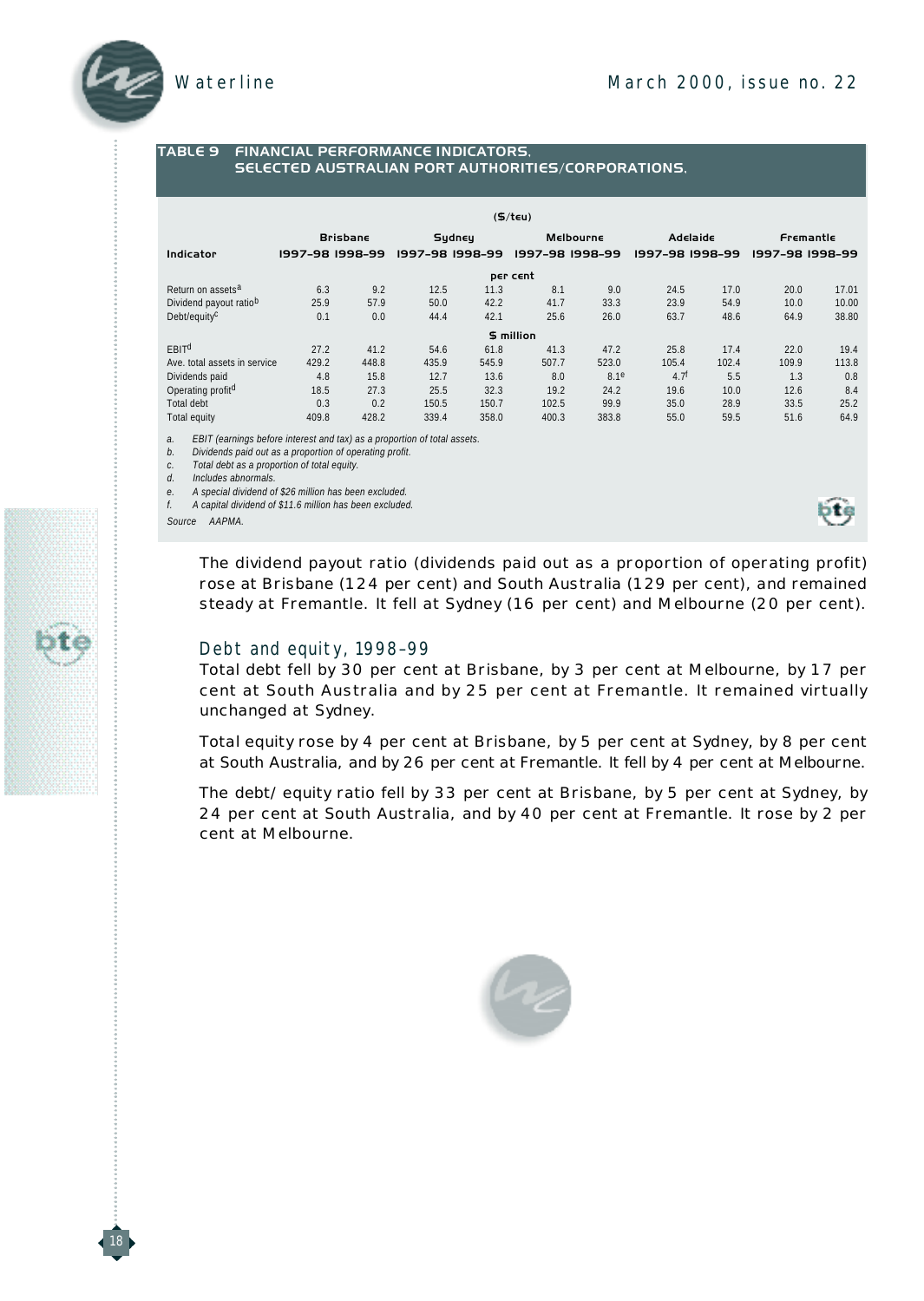## TABLE 9 FINANCIAL PERFORMANCE INDICATORS, SELECTED AUSTRALIAN PORT AUTHORITIES/CORPORATIONS.

($/teu)

| Indicator | Brisbane 1997–98 | Brisbane 1998–99 | Sydney 1997–98 | Sydney 1998–99 | Melbourne 1997–98 | Melbourne 1998–99 | Adelaide 1997–98 | Adelaide 1998–99 | Fremantle 1997–98 | Fremantle 1998–99 |
|---|---|---|---|---|---|---|---|---|---|---|
| | | | | | per cent | | | | | |
| Return on assets[a] | 6.3 | 9.2 | 12.5 | 11.3 | 8.1 | 9.0 | 24.5 | 17.0 | 20.0 | 17.01 |
| Dividend payout ratio[b] | 25.9 | 57.9 | 50.0 | 42.2 | 41.7 | 33.3 | 23.9 | 54.9 | 10.0 | 10.00 |
| Debt/equity[c] | 0.1 | 0.0 | 44.4 | 42.1 | 25.6 | 26.0 | 63.7 | 48.6 | 64.9 | 38.80 |
| | | | | | $ million | | | | | |
| EBIT[d] | 27.2 | 41.2 | 54.6 | 61.8 | 41.3 | 47.2 | 25.8 | 17.4 | 22.0 | 19.4 |
| Ave. total assets in service | 429.2 | 448.8 | 435.9 | 545.9 | 507.7 | 523.0 | 105.4 | 102.4 | 109.9 | 113.8 |
| Dividends paid | 4.8 | 15.8 | 12.7 | 13.6 | 8.0 | 8.1[e] | 4.7[f] | 5.5 | 1.3 | 0.8 |
| Operating profit[d] | 18.5 | 27.3 | 25.5 | 32.3 | 19.2 | 24.2 | 19.6 | 10.0 | 12.6 | 8.4 |
| Total debt | 0.3 | 0.2 | 150.5 | 150.7 | 102.5 | 99.9 | 35.0 | 28.9 | 33.5 | 25.2 |
| Total equity | 409.8 | 428.2 | 339.4 | 358.0 | 400.3 | 383.8 | 55.0 | 59.5 | 51.6 | 64.9 |

a. *EBIT (earnings before interest and tax) as a proportion of total assets.*
b. *Dividends paid out as a proportion of operating profit.*
c. *Total debt as a proportion of total equity.*
d. *Includes abnormals.*
e. *A special dividend of $26 million has been excluded.*
f. *A capital dividend of $11.6 million has been excluded.*

*Source* AAPMA.

The dividend payout ratio (dividends paid out as a proportion of operating profit) rose at Brisbane (124 per cent) and South Australia (129 per cent), and remained steady at Fremantle. It fell at Sydney (16 per cent) and Melbourne (20 per cent).

### Debt and equity, 1998–99

Total debt fell by 30 per cent at Brisbane, by 3 per cent at Melbourne, by 17 per cent at South Australia and by 25 per cent at Fremantle. It remained virtually unchanged at Sydney.

Total equity rose by 4 per cent at Brisbane, by 5 per cent at Sydney, by 8 per cent at South Australia, and by 26 per cent at Fremantle. It fell by 4 per cent at Melbourne.

The debt/equity ratio fell by 33 per cent at Brisbane, by 5 per cent at Sydney, by 24 per cent at South Australia, and by 40 per cent at Fremantle. It rose by 2 per cent at Melbourne.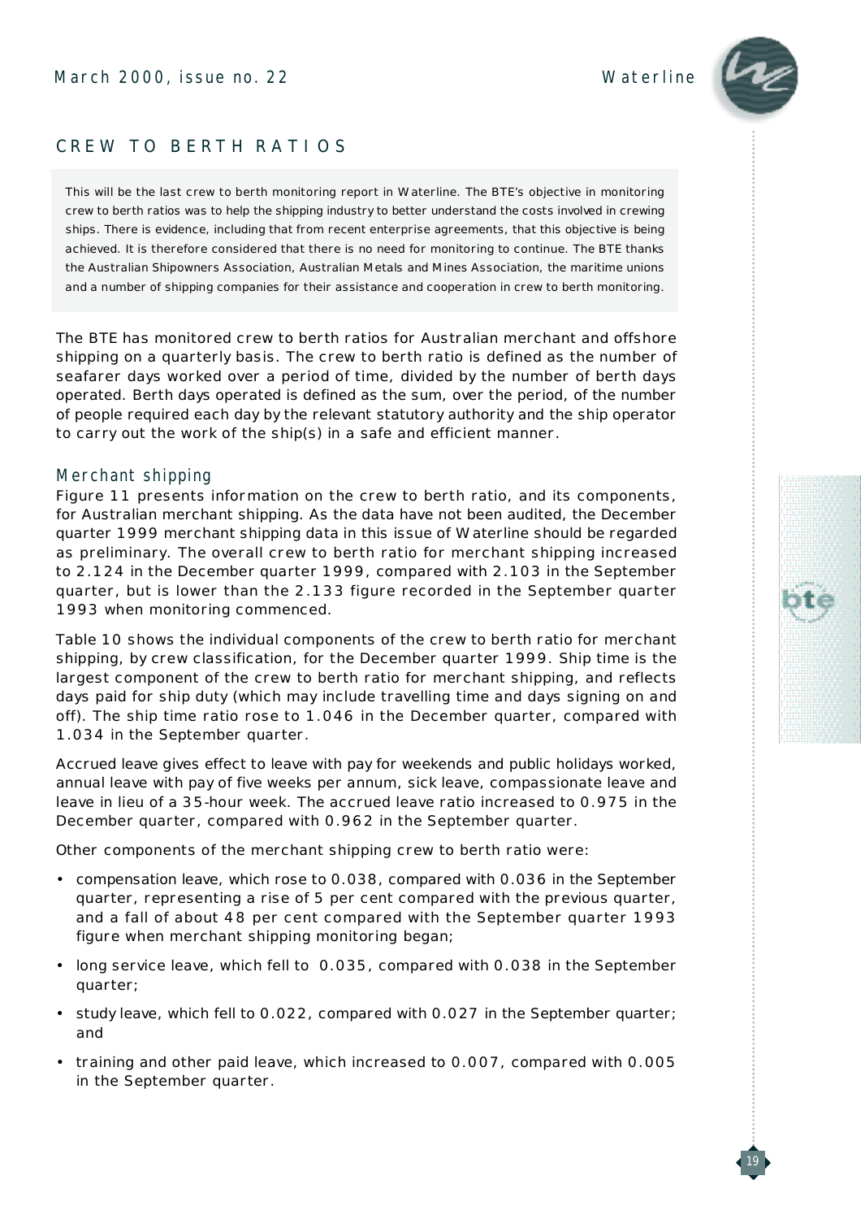## CREW TO BERTH RATIOS

This will be the last crew to berth monitoring report in Waterline. The BTE's objective in monitoring crew to berth ratios was to help the shipping industry to better understand the costs involved in crewing ships. There is evidence, including that from recent enterprise agreements, that this objective is being achieved. It is therefore considered that there is no need for monitoring to continue. The BTE thanks the Australian Shipowners Association, Australian Metals and Mines Association, the maritime unions and a number of shipping companies for their assistance and cooperation in crew to berth monitoring.

The BTE has monitored crew to berth ratios for Australian merchant and offshore shipping on a quarterly basis. The crew to berth ratio is defined as the number of seafarer days worked over a period of time, divided by the number of berth days operated. Berth days operated is defined as the sum, over the period, of the number of people required each day by the relevant statutory authority and the ship operator to carry out the work of the ship(s) in a safe and efficient manner.

### Merchant shipping

Figure 11 presents information on the crew to berth ratio, and its components, for Australian merchant shipping. As the data have not been audited, the December quarter 1999 merchant shipping data in this issue of Waterline should be regarded as preliminary. The overall crew to berth ratio for merchant shipping increased to 2.124 in the December quarter 1999, compared with 2.103 in the September quarter, but is lower than the 2.133 figure recorded in the September quarter 1993 when monitoring commenced.

Table 10 shows the individual components of the crew to berth ratio for merchant shipping, by crew classification, for the December quarter 1999. Ship time is the largest component of the crew to berth ratio for merchant shipping, and reflects days paid for ship duty (which may include travelling time and days signing on and off). The ship time ratio rose to 1.046 in the December quarter, compared with 1.034 in the September quarter.

Accrued leave gives effect to leave with pay for weekends and public holidays worked, annual leave with pay of five weeks per annum, sick leave, compassionate leave and leave in lieu of a 35-hour week. The accrued leave ratio increased to 0.975 in the December quarter, compared with 0.962 in the September quarter.

Other components of the merchant shipping crew to berth ratio were:

- compensation leave, which rose to 0.038, compared with 0.036 in the September quarter, representing a rise of 5 per cent compared with the previous quarter, and a fall of about 48 per cent compared with the September quarter 1993 figure when merchant shipping monitoring began;
- long service leave, which fell to 0.035, compared with 0.038 in the September quarter;
- study leave, which fell to 0.022, compared with 0.027 in the September quarter; and
- training and other paid leave, which increased to 0.007, compared with 0.005 in the September quarter.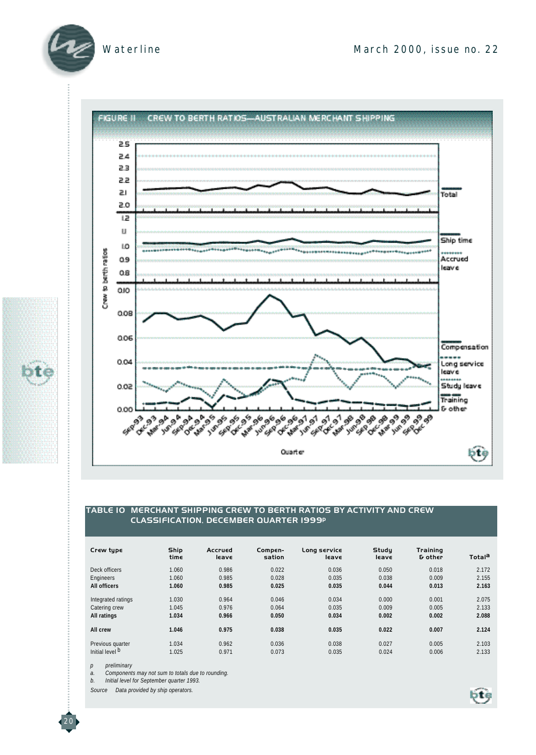FIGURE 11 CREW TO BERTH RATIOS—AUSTRALIAN MERCHANT SHIPPING

2.5
2.4
2.3
2.2
2.1
2.0
1.2
1.1
1.0
0.9
0.8
0.10
0.08
0.06
0.04
0.02
0.00

Crew to berth ratios

Total

Ship time

Accrued leave

Compensation

Long service leave

Study leave

Training & other

Sep-93 Dec-93 Mar-94 Jun-94 Sep-94 Dec-94 Mar-95 Jun-95 Sep-95 Dec-95 Mar-96 Jun-96 Sep-96 Dec-96 Mar-97 Jun-97 Sep-97 Dec-97 Mar-98 Jun-98 Sep-98 Dec-98 Mar-99 Jun-99 Sep-99 Dec-99

Quarter

## TABLE 10 MERCHANT SHIPPING CREW TO BERTH RATIOS BY ACTIVITY AND CREW CLASSIFICATION, DECEMBER QUARTER 1999p

| Crew type | Ship time | Accrued leave | Compen-sation | Long service leave | Study leave | Training & other | Total[a] |
|---|---|---|---|---|---|---|---|
| Deck officers | 1.060 | 0.986 | 0.022 | 0.036 | 0.050 | 0.018 | 2.172 |
| Engineers | 1.060 | 0.985 | 0.028 | 0.035 | 0.038 | 0.009 | 2.155 |
| **All officers** | **1.060** | **0.985** | **0.025** | **0.035** | **0.044** | **0.013** | **2.163** |
| Integrated ratings | 1.030 | 0.964 | 0.046 | 0.034 | 0.000 | 0.001 | 2.075 |
| Catering crew | 1.045 | 0.976 | 0.064 | 0.035 | 0.009 | 0.005 | 2.133 |
| **All ratings** | **1.034** | **0.966** | **0.050** | **0.034** | **0.002** | **0.002** | **2.088** |
| **All crew** | **1.046** | **0.975** | **0.038** | **0.035** | **0.022** | **0.007** | **2.124** |
| Previous quarter | 1.034 | 0.962 | 0.036 | 0.038 | 0.027 | 0.005 | 2.103 |
| Initial level[b] | 1.025 | 0.971 | 0.073 | 0.035 | 0.024 | 0.006 | 2.133 |

*p preliminary*

*a. Components may not sum to totals due to rounding.*

*b. Initial level for September quarter 1993.*

*Source Data provided by ship operators.*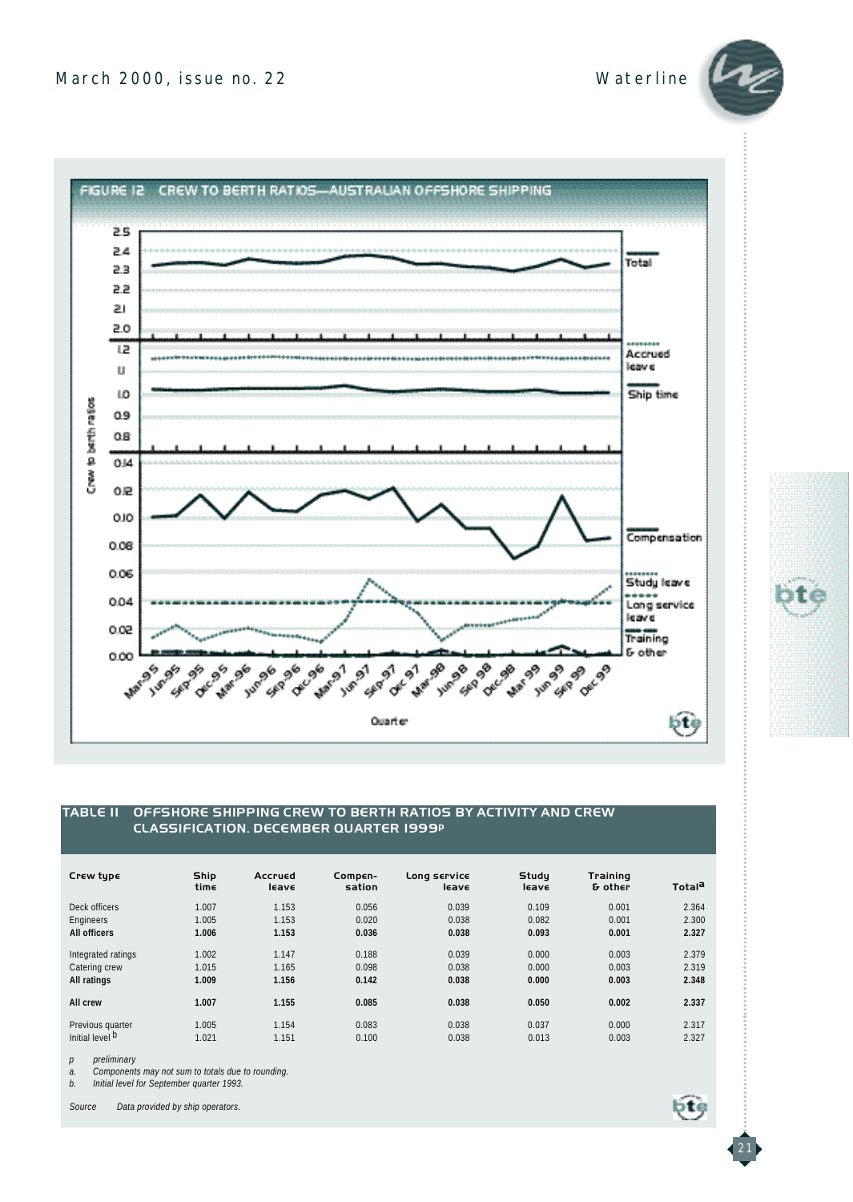FIGURE 12 CREW TO BERTH RATIOS—AUSTRALIAN OFFSHORE SHIPPING

Crew to berth ratios

2.5
2.4
2.3
2.2
2.1
2.0
1.2
1.1
1.0
0.9
0.8
0.14
0.12
0.10
0.08
0.06
0.04
0.02
0.00

Total

Accrued leave

Ship time

Compensation

Study leave

Long service leave

Training & other

Mar-95 Jun-95 Sep-95 Dec-95 Mar-96 Jun-96 Sep-96 Dec-96 Mar-97 Jun-97 Sep-97 Dec-97 Mar-98 Jun-98 Sep-98 Dec-98 Mar-99 Jun-99 Sep-99 Dec-99

Quarter

TABLE 11 OFFSHORE SHIPPING CREW TO BERTH RATIOS BY ACTIVITY AND CREW CLASSIFICATION, DECEMBER QUARTER 1999p

| Crew type | Ship time | Accrued leave | Compen-sation | Long service leave | Study leave | Training & other | Total[a] |
|---|---|---|---|---|---|---|---|
| Deck officers | 1.007 | 1.153 | 0.056 | 0.039 | 0.109 | 0.001 | 2.364 |
| Engineers | 1.005 | 1.153 | 0.020 | 0.038 | 0.082 | 0.001 | 2.300 |
| **All officers** | **1.006** | **1.153** | **0.036** | **0.038** | **0.093** | **0.001** | **2.327** |
| Integrated ratings | 1.002 | 1.147 | 0.188 | 0.039 | 0.000 | 0.003 | 2.379 |
| Catering crew | 1.015 | 1.165 | 0.098 | 0.038 | 0.000 | 0.003 | 2.319 |
| **All ratings** | **1.009** | **1.156** | **0.142** | **0.038** | **0.000** | **0.003** | **2.348** |
| **All crew** | **1.007** | **1.155** | **0.085** | **0.038** | **0.050** | **0.002** | **2.337** |
| Previous quarter | 1.005 | 1.154 | 0.083 | 0.038 | 0.037 | 0.000 | 2.317 |
| Initial level[b] | 1.021 | 1.151 | 0.100 | 0.038 | 0.013 | 0.003 | 2.327 |

*p* *preliminary*
*a.* *Components may not sum to totals due to rounding.*
*b.* *Initial level for September quarter 1993.*

*Source* *Data provided by ship operators.*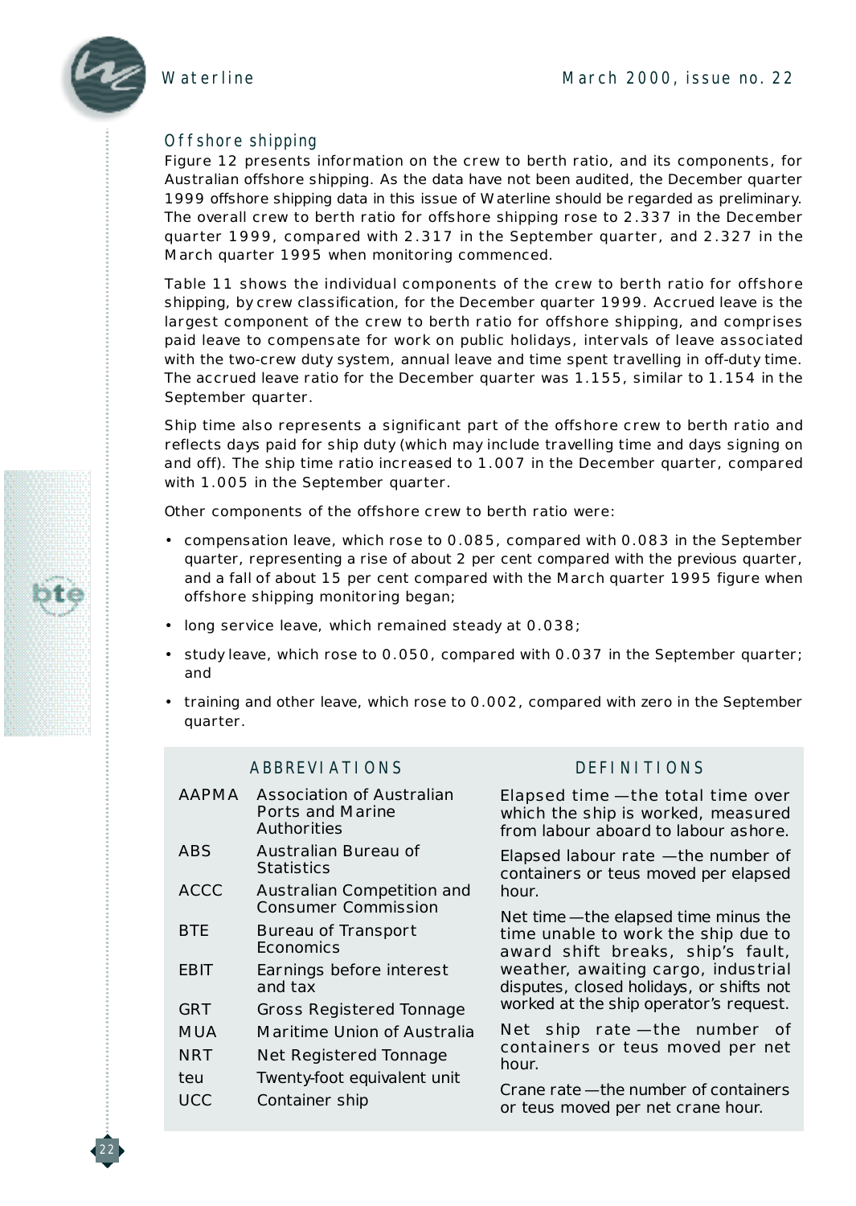## Offshore shipping

Figure 12 presents information on the crew to berth ratio, and its components, for Australian offshore shipping. As the data have not been audited, the December quarter 1999 offshore shipping data in this issue of Waterline should be regarded as preliminary. The overall crew to berth ratio for offshore shipping rose to 2.337 in the December quarter 1999, compared with 2.317 in the September quarter, and 2.327 in the March quarter 1995 when monitoring commenced.

Table 11 shows the individual components of the crew to berth ratio for offshore shipping, by crew classification, for the December quarter 1999. Accrued leave is the largest component of the crew to berth ratio for offshore shipping, and comprises paid leave to compensate for work on public holidays, intervals of leave associated with the two-crew duty system, annual leave and time spent travelling in off-duty time. The accrued leave ratio for the December quarter was 1.155, similar to 1.154 in the September quarter.

Ship time also represents a significant part of the offshore crew to berth ratio and reflects days paid for ship duty (which may include travelling time and days signing on and off). The ship time ratio increased to 1.007 in the December quarter, compared with 1.005 in the September quarter.

Other components of the offshore crew to berth ratio were:

- compensation leave, which rose to 0.085, compared with 0.083 in the September quarter, representing a rise of about 2 per cent compared with the previous quarter, and a fall of about 15 per cent compared with the March quarter 1995 figure when offshore shipping monitoring began;
- long service leave, which remained steady at 0.038;
- study leave, which rose to 0.050, compared with 0.037 in the September quarter; and
- training and other leave, which rose to 0.002, compared with zero in the September quarter.

### ABBREVIATIONS

| | |
|---|---|
| AAPMA | Association of Australian Ports and Marine Authorities |
| ABS | Australian Bureau of Statistics |
| ACCC | Australian Competition and Consumer Commission |
| BTE | Bureau of Transport Economics |
| EBIT | Earnings before interest and tax |
| GRT | Gross Registered Tonnage |
| MUA | Maritime Union of Australia |
| NRT | Net Registered Tonnage |
| teu | Twenty-foot equivalent unit |
| UCC | Container ship |

### DEFINITIONS

Elapsed time —the total time over which the ship is worked, measured from labour aboard to labour ashore.

Elapsed labour rate —the number of containers or teus moved per elapsed hour.

Net time —the elapsed time minus the time unable to work the ship due to award shift breaks, ship's fault, weather, awaiting cargo, industrial disputes, closed holidays, or shifts not worked at the ship operator's request.

Net ship rate —the number of containers or teus moved per net hour.

Crane rate —the number of containers or teus moved per net crane hour.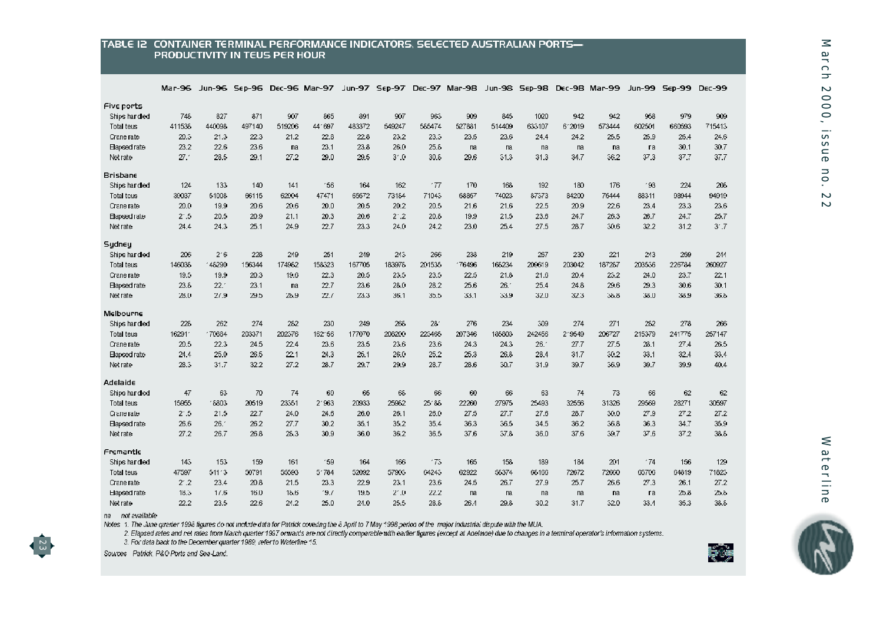## TABLE 12 CONTAINER TERMINAL PERFORMANCE INDICATORS, SELECTED AUSTRALIAN PORTS— PRODUCTIVITY IN TEUS PER HOUR

| | Mar-96 | Jun-96 | Sep-96 | Dec-96 | Mar-97 | Jun-97 | Sep-97 | Dec-97 | Mar-98 | Jun-98 | Sep-98 | Dec-98 | Mar-99 | Jun-99 | Sep-99 | Dec-99 |
|---|---|---|---|---|---|---|---|---|---|---|---|---|---|---|---|---|
| **Five ports** | | | | | | | | | | | | | | | | |
| Ships handled | 748 | 827 | 871 | 907 | 865 | 891 | 907 | 963 | 909 | 845 | 1020 | 942 | 942 | 958 | 979 | 909 |
| Total teus | 411536 | 440098 | 497140 | 519206 | 441697 | 483372 | 549247 | 585474 | 527881 | 514409 | 633107 | 612019 | 573444 | 602501 | 660593 | 715413 |
| Crane rate | 20.3 | 21.3 | 22.3 | 21.2 | 22.8 | 22.8 | 23.2 | 23.3 | 23.5 | 23.6 | 24.4 | 24.2 | 25.5 | 25.9 | 25.4 | 24.6 |
| Elapsed rate | 23.2 | 22.6 | 23.6 | na | 23.1 | 23.8 | 26.0 | 25.8 | na | na | na | na | na | na | 30.1 | 30.7 |
| Net rate | 27.1 | 28.5 | 29.1 | 27.2 | 29.0 | 29.5 | 31.0 | 30.8 | 29.6 | 31.3 | 31.3 | 34.7 | 36.2 | 37.3 | 37.7 | 37.7 |
| **Brisbane** | | | | | | | | | | | | | | | | |
| Ships handled | 124 | 133 | 140 | 141 | 156 | 164 | 162 | 177 | 170 | 168 | 192 | 180 | 176 | 193 | 224 | 206 |
| Total teus | 39037 | 51008 | 66115 | 62904 | 47471 | 65672 | 73184 | 71043 | 68867 | 74023 | 87373 | 84200 | 76444 | 88311 | 98044 | 94919 |
| Crane rate | 20.0 | 19.9 | 20.6 | 20.6 | 20.0 | 20.5 | 20.2 | 20.5 | 21.6 | 21.6 | 22.5 | 20.9 | 22.6 | 23.4 | 23.3 | 23.6 |
| Elapsed rate | 21.5 | 20.5 | 20.9 | 21.1 | 20.3 | 20.6 | 21.2 | 20.8 | 19.9 | 21.5 | 23.6 | 24.7 | 26.3 | 26.7 | 24.7 | 25.7 |
| Net rate | 24.4 | 24.3 | 25.1 | 24.9 | 22.7 | 23.3 | 24.0 | 24.2 | 23.0 | 25.4 | 27.5 | 28.7 | 30.6 | 32.2 | 31.2 | 31.7 |
| **Sydney** | | | | | | | | | | | | | | | | |
| Ships handled | 206 | 216 | 228 | 219 | 251 | 219 | 243 | 266 | 238 | 219 | 267 | 230 | 221 | 243 | 259 | 241 |
| Total teus | 146036 | 146290 | 156344 | 174962 | 158323 | 167705 | 183976 | 201535 | 176496 | 165234 | 209619 | 203042 | 187267 | 203536 | 226784 | 260927 |
| Crane rate | 19.5 | 19.9 | 20.3 | 19.6 | 22.3 | 20.5 | 23.5 | 23.5 | 22.5 | 21.8 | 21.6 | 20.4 | 23.2 | 24.0 | 23.7 | 22.1 |
| Elapsed rate | 23.6 | 22.1 | 23.1 | na | 22.7 | 23.6 | 28.0 | 28.2 | 25.6 | 26.1 | 25.4 | 24.8 | 29.6 | 29.3 | 30.6 | 30.1 |
| Net rate | 28.0 | 27.9 | 29.5 | 28.9 | 22.7 | 23.3 | 36.1 | 35.5 | 33.1 | 33.9 | 32.0 | 32.3 | 38.8 | 38.0 | 38.9 | 36.6 |
| **Melbourne** | | | | | | | | | | | | | | | | |
| Ships handled | 228 | 262 | 274 | 262 | 230 | 249 | 266 | 281 | 276 | 234 | 309 | 274 | 271 | 262 | 278 | 266 |
| Total teus | 162911 | 170884 | 203371 | 202576 | 162156 | 177070 | 208200 | 223465 | 207346 | 185800 | 242456 | 219549 | 206727 | 215379 | 241775 | 257147 |
| Crane rate | 20.5 | 22.3 | 24.5 | 22.4 | 23.6 | 23.5 | 23.6 | 23.6 | 24.3 | 24.3 | 26.1 | 27.7 | 27.5 | 28.1 | 27.4 | 26.5 |
| Elapsed rate | 24.4 | 25.0 | 26.5 | 22.1 | 24.3 | 25.1 | 26.0 | 25.2 | 25.3 | 26.8 | 28.4 | 31.7 | 30.2 | 33.1 | 32.4 | 33.4 |
| Net rate | 28.3 | 31.7 | 32.2 | 27.2 | 28.7 | 29.7 | 29.9 | 28.7 | 28.6 | 30.7 | 31.9 | 39.7 | 36.9 | 39.7 | 39.9 | 40.4 |
| **Adelaide** | | | | | | | | | | | | | | | | |
| Ships handled | 47 | 63 | 70 | 74 | 69 | 65 | 68 | 66 | 60 | 66 | 63 | 74 | 73 | 66 | 62 | 62 |
| Total teus | 15955 | 16803 | 20519 | 23351 | 21963 | 20933 | 25962 | 25185 | 22260 | 27975 | 25493 | 32556 | 31326 | 29569 | 28271 | 30597 |
| Crane rate | 21.5 | 21.5 | 22.7 | 24.0 | 24.6 | 26.0 | 26.1 | 26.0 | 27.5 | 27.7 | 27.6 | 28.7 | 30.0 | 27.9 | 27.2 | 27.2 |
| Elapsed rate | 25.6 | 26.1 | 26.2 | 27.7 | 30.2 | 35.1 | 35.2 | 35.4 | 36.3 | 36.5 | 34.5 | 36.2 | 36.8 | 36.3 | 34.7 | 35.9 |
| Net rate | 27.2 | 26.7 | 26.8 | 26.3 | 30.9 | 36.0 | 36.2 | 36.5 | 37.6 | 37.8 | 36.0 | 37.6 | 39.7 | 37.6 | 37.2 | 38.6 |
| **Fremantle** | | | | | | | | | | | | | | | | |
| Ships handled | 143 | 153 | 159 | 161 | 159 | 164 | 166 | 173 | 165 | 158 | 189 | 184 | 201 | 174 | 156 | 129 |
| Total teus | 47597 | 51113 | 50791 | 56083 | 51784 | 52092 | 57903 | 64245 | 62922 | 56374 | 66166 | 72672 | 72660 | 65706 | 64819 | 71823 |
| Crane rate | 21.2 | 23.4 | 20.8 | 21.5 | 23.3 | 22.9 | 23.1 | 23.6 | 24.5 | 26.7 | 27.9 | 25.7 | 26.6 | 27.3 | 26.1 | 27.2 |
| Elapsed rate | 18.3 | 17.6 | 16.0 | 16.6 | 19.7 | 19.5 | 21.0 | 22.2 | na | na | na | na | na | na | 25.8 | 25.6 |
| Net rate | 22.2 | 23.5 | 22.6 | 21.2 | 25.0 | 24.0 | 25.5 | 28.8 | 26.4 | 29.8 | 30.2 | 31.7 | 32.0 | 33.4 | 35.3 | 38.6 |

na not available

Notes 1. The June quarter 1998 figures do not include data for Patrick covering the 8 April to 7 May 1998 period of the major industrial dispute with the MUA.

2. Elapsed rates and net rates from March quarter 1997 onwards are not directly comparable with earlier figures (except at Adelaide) due to changes in a terminal operator's information systems.

3. For data back to the December quarter 1989, refer to Waterline 15.

Sources Patrick, P&O Ports and Sea-Land.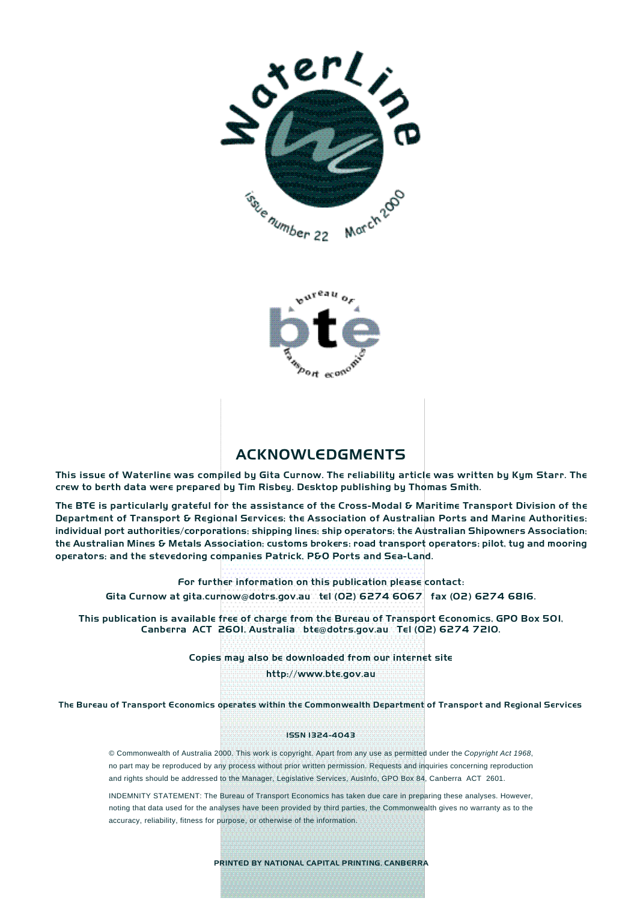WaterLine

issue number 22 March 2000

bureau of transport economics

# ACKNOWLEDGMENTS

**This issue of Waterline was compiled by Gita Curnow. The reliability article was written by Kym Starr. The crew to berth data were prepared by Tim Risbey. Desktop publishing by Thomas Smith.**

**The BTE is particularly grateful for the assistance of the Cross-Modal & Maritime Transport Division of the Department of Transport & Regional Services; the Association of Australian Ports and Marine Authorities; individual port authorities/corporations; shipping lines; ship operators; the Australian Shipowners Association; the Australian Mines & Metals Association; customs brokers; road transport operators; pilot, tug and mooring operators; and the stevedoring companies Patrick, P&O Ports and Sea-Land.**

**For further information on this publication please contact:**
**Gita Curnow at gita.curnow@dotrs.gov.au tel (02) 6274 6067 fax (02) 6274 6816.**

**This publication is available free of charge from the Bureau of Transport Economics, GPO Box 501, Canberra ACT 2601, Australia bte@dotrs.gov.au Tel (02) 6274 7210.**

**Copies may also be downloaded from our internet site**
**http://www.bte.gov.au**

**The Bureau of Transport Economics operates within the Commonwealth Department of Transport and Regional Services**

**ISSN 1324-4043**

© Commonwealth of Australia 2000. This work is copyright. Apart from any use as permitted under the *Copyright Act 1968*, no part may be reproduced by any process without prior written permission. Requests and inquiries concerning reproduction and rights should be addressed to the Manager, Legislative Services, AusInfo, GPO Box 84, Canberra ACT 2601.

INDEMNITY STATEMENT: The Bureau of Transport Economics has taken due care in preparing these analyses. However, noting that data used for the analyses have been provided by third parties, the Commonwealth gives no warranty as to the accuracy, reliability, fitness for purpose, or otherwise of the information.

**PRINTED BY NATIONAL CAPITAL PRINTING, CANBERRA**